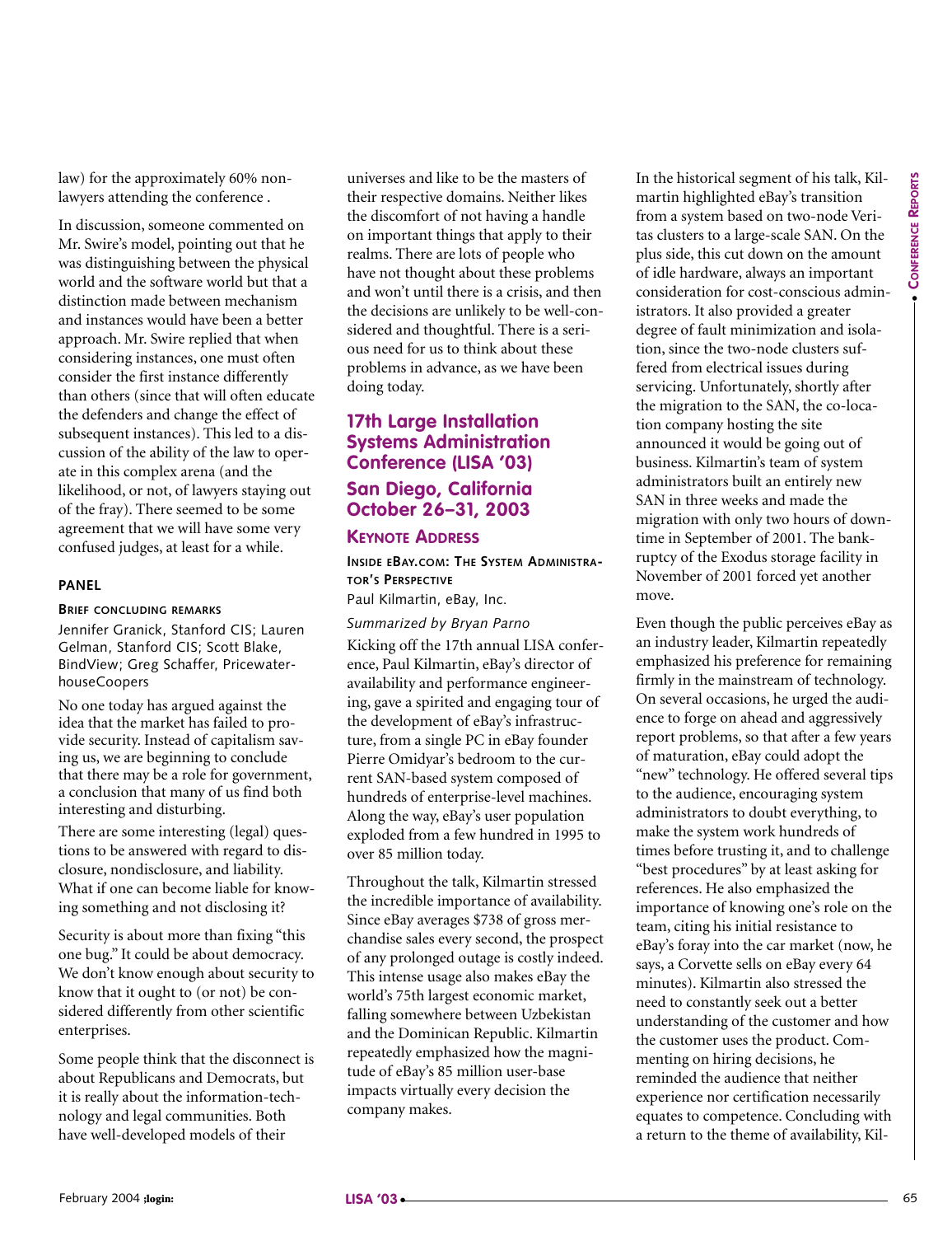law) for the approximately 60% non-lawyers attending the conference .

In discussion, someone commented on Mr. Swire's model, pointing out that he was distinguishing between the physical world and the software world but that a distinction made between mechanism and instances would have been a better approach. Mr. Swire replied that when considering instances, one must often consider the first instance differently than others (since that will often educate the defenders and change the effect of subsequent instances). This led to a discussion of the ability of the law to operate in this complex arena (and the likelihood, or not, of lawyers staying out of the fray). There seemed to be some agreement that we will have some very confused judges, at least for a while.

#### PANEL

##### BRIEF CONCLUDING REMARKS

Jennifer Granick, Stanford CIS; Lauren Gelman, Stanford CIS; Scott Blake, BindView; Greg Schaffer, PricewaterhouseCoopers

No one today has argued against the idea that the market has failed to provide security. Instead of capitalism saving us, we are beginning to conclude that there may be a role for government, a conclusion that many of us find both interesting and disturbing.

There are some interesting (legal) questions to be answered with regard to disclosure, nondisclosure, and liability. What if one can become liable for knowing something and not disclosing it?

Security is about more than fixing "this one bug." It could be about democracy. We don't know enough about security to know that it ought to (or not) be considered differently from other scientific enterprises.

Some people think that the disconnect is about Republicans and Democrats, but it is really about the information-technology and legal communities. Both have well-developed models of their universes and like to be the masters of their respective domains. Neither likes the discomfort of not having a handle on important things that apply to their realms. There are lots of people who have not thought about these problems and won't until there is a crisis, and then the decisions are unlikely to be well-considered and thoughtful. There is a serious need for us to think about these problems in advance, as we have been doing today.

## 17th Large Installation Systems Administration Conference (LISA '03)

## San Diego, California October 26–31, 2003

### KEYNOTE ADDRESS

##### INSIDE EBAY.COM: THE SYSTEM ADMINISTRATOR'S PERSPECTIVE

Paul Kilmartin, eBay, Inc.

*Summarized by Bryan Parno*

Kicking off the 17th annual LISA conference, Paul Kilmartin, eBay's director of availability and performance engineering, gave a spirited and engaging tour of the development of eBay's infrastructure, from a single PC in eBay founder Pierre Omidyar's bedroom to the current SAN-based system composed of hundreds of enterprise-level machines. Along the way, eBay's user population exploded from a few hundred in 1995 to over 85 million today.

Throughout the talk, Kilmartin stressed the incredible importance of availability. Since eBay averages $738 of gross merchandise sales every second, the prospect of any prolonged outage is costly indeed. This intense usage also makes eBay the world's 75th largest economic market, falling somewhere between Uzbekistan and the Dominican Republic. Kilmartin repeatedly emphasized how the magnitude of eBay's 85 million user-base impacts virtually every decision the company makes.

In the historical segment of his talk, Kilmartin highlighted eBay's transition from a system based on two-node Veritas clusters to a large-scale SAN. On the plus side, this cut down on the amount of idle hardware, always an important consideration for cost-conscious administrators. It also provided a greater degree of fault minimization and isolation, since the two-node clusters suffered from electrical issues during servicing. Unfortunately, shortly after the migration to the SAN, the co-location company hosting the site announced it would be going out of business. Kilmartin's team of system administrators built an entirely new SAN in three weeks and made the migration with only two hours of downtime in September of 2001. The bankruptcy of the Exodus storage facility in November of 2001 forced yet another move.

Even though the public perceives eBay as an industry leader, Kilmartin repeatedly emphasized his preference for remaining firmly in the mainstream of technology. On several occasions, he urged the audience to forge on ahead and aggressively report problems, so that after a few years of maturation, eBay could adopt the "new" technology. He offered several tips to the audience, encouraging system administrators to doubt everything, to make the system work hundreds of times before trusting it, and to challenge "best procedures" by at least asking for references. He also emphasized the importance of knowing one's role on the team, citing his initial resistance to eBay's foray into the car market (now, he says, a Corvette sells on eBay every 64 minutes). Kilmartin also stressed the need to constantly seek out a better understanding of the customer and how the customer uses the product. Commenting on hiring decisions, he reminded the audience that neither experience nor certification necessarily equates to competence. Concluding with a return to the theme of availability, Kil-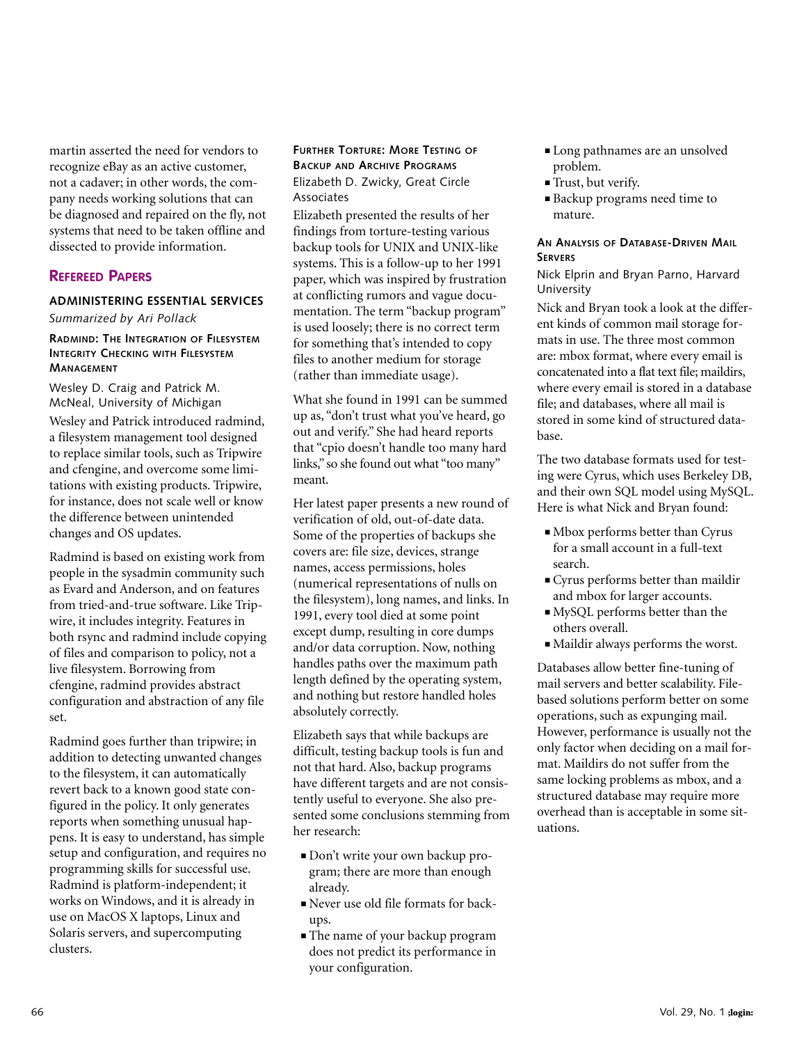martin asserted the need for vendors to recognize eBay as an active customer, not a cadaver; in other words, the company needs working solutions that can be diagnosed and repaired on the fly, not systems that need to be taken offline and dissected to provide information.

## Refereed Papers

### ADMINISTERING ESSENTIAL SERVICES

*Summarized by Ari Pollack*

#### Radmind: The Integration of Filesystem Integrity Checking with Filesystem Management

Wesley D. Craig and Patrick M. McNeal, University of Michigan

Wesley and Patrick introduced radmind, a filesystem management tool designed to replace similar tools, such as Tripwire and cfengine, and overcome some limitations with existing products. Tripwire, for instance, does not scale well or know the difference between unintended changes and OS updates.

Radmind is based on existing work from people in the sysadmin community such as Evard and Anderson, and on features from tried-and-true software. Like Tripwire, it includes integrity. Features in both rsync and radmind include copying of files and comparison to policy, not a live filesystem. Borrowing from cfengine, radmind provides abstract configuration and abstraction of any file set.

Radmind goes further than tripwire; in addition to detecting unwanted changes to the filesystem, it can automatically revert back to a known good state configured in the policy. It only generates reports when something unusual happens. It is easy to understand, has simple setup and configuration, and requires no programming skills for successful use. Radmind is platform-independent; it works on Windows, and it is already in use on MacOS X laptops, Linux and Solaris servers, and supercomputing clusters.

#### Further Torture: More Testing of Backup and Archive Programs

Elizabeth D. Zwicky, Great Circle Associates

Elizabeth presented the results of her findings from torture-testing various backup tools for UNIX and UNIX-like systems. This is a follow-up to her 1991 paper, which was inspired by frustration at conflicting rumors and vague documentation. The term "backup program" is used loosely; there is no correct term for something that's intended to copy files to another medium for storage (rather than immediate usage).

What she found in 1991 can be summed up as, "don't trust what you've heard, go out and verify." She had heard reports that "cpio doesn't handle too many hard links," so she found out what "too many" meant.

Her latest paper presents a new round of verification of old, out-of-date data. Some of the properties of backups she covers are: file size, devices, strange names, access permissions, holes (numerical representations of nulls on the filesystem), long names, and links. In 1991, every tool died at some point except dump, resulting in core dumps and/or data corruption. Now, nothing handles paths over the maximum path length defined by the operating system, and nothing but restore handled holes absolutely correctly.

Elizabeth says that while backups are difficult, testing backup tools is fun and not that hard. Also, backup programs have different targets and are not consistently useful to everyone. She also presented some conclusions stemming from her research:

- Don't write your own backup program; there are more than enough already.
- Never use old file formats for backups.
- The name of your backup program does not predict its performance in your configuration.
- Long pathnames are an unsolved problem.
- Trust, but verify.
- Backup programs need time to mature.

#### An Analysis of Database-Driven Mail Servers

Nick Elprin and Bryan Parno, Harvard University

Nick and Bryan took a look at the different kinds of common mail storage formats in use. The three most common are: mbox format, where every email is concatenated into a flat text file; maildirs, where every email is stored in a database file; and databases, where all mail is stored in some kind of structured database.

The two database formats used for testing were Cyrus, which uses Berkeley DB, and their own SQL model using MySQL. Here is what Nick and Bryan found:

- Mbox performs better than Cyrus for a small account in a full-text search.
- Cyrus performs better than maildir and mbox for larger accounts.
- MySQL performs better than the others overall.
- Maildir always performs the worst.

Databases allow better fine-tuning of mail servers and better scalability. File-based solutions perform better on some operations, such as expunging mail. However, performance is usually not the only factor when deciding on a mail format. Maildirs do not suffer from the same locking problems as mbox, and a structured database may require more overhead than is acceptable in some situations.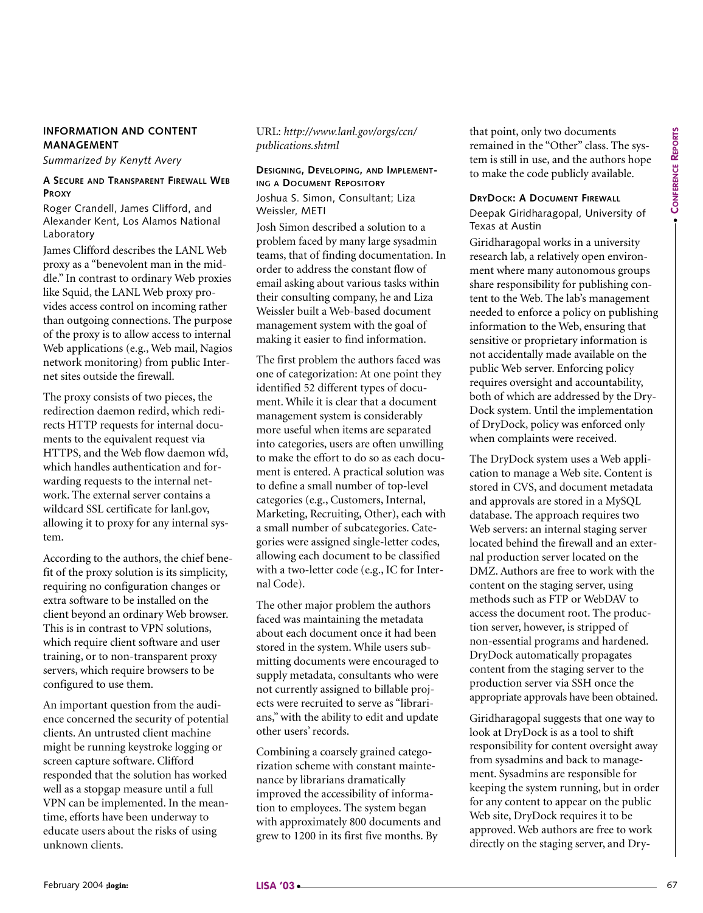## INFORMATION AND CONTENT MANAGEMENT

*Summarized by Kenytt Avery*

### A SECURE AND TRANSPARENT FIREWALL WEB PROXY

Roger Crandell, James Clifford, and Alexander Kent, Los Alamos National Laboratory

James Clifford describes the LANL Web proxy as a "benevolent man in the middle." In contrast to ordinary Web proxies like Squid, the LANL Web proxy provides access control on incoming rather than outgoing connections. The purpose of the proxy is to allow access to internal Web applications (e.g., Web mail, Nagios network monitoring) from public Internet sites outside the firewall.

The proxy consists of two pieces, the redirection daemon redird, which redirects HTTP requests for internal documents to the equivalent request via HTTPS, and the Web flow daemon wfd, which handles authentication and forwarding requests to the internal network. The external server contains a wildcard SSL certificate for lanl.gov, allowing it to proxy for any internal system.

According to the authors, the chief benefit of the proxy solution is its simplicity, requiring no configuration changes or extra software to be installed on the client beyond an ordinary Web browser. This is in contrast to VPN solutions, which require client software and user training, or to non-transparent proxy servers, which require browsers to be configured to use them.

An important question from the audience concerned the security of potential clients. An untrusted client machine might be running keystroke logging or screen capture software. Clifford responded that the solution has worked well as a stopgap measure until a full VPN can be implemented. In the meantime, efforts have been underway to educate users about the risks of using unknown clients.

URL: *http://www.lanl.gov/orgs/ccn/publications.shtml*

### DESIGNING, DEVELOPING, AND IMPLEMENTING A DOCUMENT REPOSITORY

Joshua S. Simon, Consultant; Liza Weissler, METI

Josh Simon described a solution to a problem faced by many large sysadmin teams, that of finding documentation. In order to address the constant flow of email asking about various tasks within their consulting company, he and Liza Weissler built a Web-based document management system with the goal of making it easier to find information.

The first problem the authors faced was one of categorization: At one point they identified 52 different types of document. While it is clear that a document management system is considerably more useful when items are separated into categories, users are often unwilling to make the effort to do so as each document is entered. A practical solution was to define a small number of top-level categories (e.g., Customers, Internal, Marketing, Recruiting, Other), each with a small number of subcategories. Categories were assigned single-letter codes, allowing each document to be classified with a two-letter code (e.g., IC for Internal Code).

The other major problem the authors faced was maintaining the metadata about each document once it had been stored in the system. While users submitting documents were encouraged to supply metadata, consultants who were not currently assigned to billable projects were recruited to serve as "librarians," with the ability to edit and update other users' records.

Combining a coarsely grained categorization scheme with constant maintenance by librarians dramatically improved the accessibility of information to employees. The system began with approximately 800 documents and grew to 1200 in its first five months. By that point, only two documents remained in the "Other" class. The system is still in use, and the authors hope to make the code publicly available.

### DRYDOCK: A DOCUMENT FIREWALL

Deepak Giridharagopal, University of Texas at Austin

Giridharagopal works in a university research lab, a relatively open environment where many autonomous groups share responsibility for publishing content to the Web. The lab's management needed to enforce a policy on publishing information to the Web, ensuring that sensitive or proprietary information is not accidentally made available on the public Web server. Enforcing policy requires oversight and accountability, both of which are addressed by the DryDock system. Until the implementation of DryDock, policy was enforced only when complaints were received.

The DryDock system uses a Web application to manage a Web site. Content is stored in CVS, and document metadata and approvals are stored in a MySQL database. The approach requires two Web servers: an internal staging server located behind the firewall and an external production server located on the DMZ. Authors are free to work with the content on the staging server, using methods such as FTP or WebDAV to access the document root. The production server, however, is stripped of non-essential programs and hardened. DryDock automatically propagates content from the staging server to the production server via SSH once the appropriate approvals have been obtained.

Giridharagopal suggests that one way to look at DryDock is as a tool to shift responsibility for content oversight away from sysadmins and back to management. Sysadmins are responsible for keeping the system running, but in order for any content to appear on the public Web site, DryDock requires it to be approved. Web authors are free to work directly on the staging server, and Dry-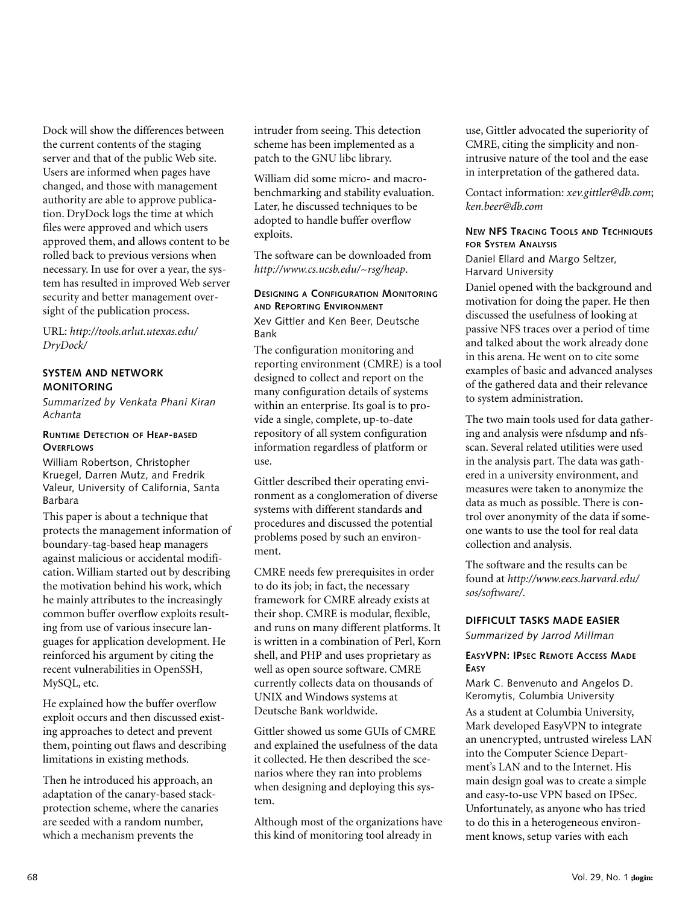Dock will show the differences between the current contents of the staging server and that of the public Web site. Users are informed when pages have changed, and those with management authority are able to approve publication. DryDock logs the time at which files were approved and which users approved them, and allows content to be rolled back to previous versions when necessary. In use for over a year, the system has resulted in improved Web server security and better management oversight of the publication process.

URL: *http://tools.arlut.utexas.edu/DryDock/*

## SYSTEM AND NETWORK MONITORING

*Summarized by Venkata Phani Kiran Achanta*

### RUNTIME DETECTION OF HEAP-BASED OVERFLOWS

William Robertson, Christopher Kruegel, Darren Mutz, and Fredrik Valeur, University of California, Santa Barbara

This paper is about a technique that protects the management information of boundary-tag-based heap managers against malicious or accidental modification. William started out by describing the motivation behind his work, which he mainly attributes to the increasingly common buffer overflow exploits resulting from use of various insecure languages for application development. He reinforced his argument by citing the recent vulnerabilities in OpenSSH, MySQL, etc.

He explained how the buffer overflow exploit occurs and then discussed existing approaches to detect and prevent them, pointing out flaws and describing limitations in existing methods.

Then he introduced his approach, an adaptation of the canary-based stack-protection scheme, where the canaries are seeded with a random number, which a mechanism prevents the intruder from seeing. This detection scheme has been implemented as a patch to the GNU libc library.

William did some micro- and macro-benchmarking and stability evaluation. Later, he discussed techniques to be adopted to handle buffer overflow exploits.

The software can be downloaded from *http://www.cs.ucsb.edu/~rsg/heap*.

### DESIGNING A CONFIGURATION MONITORING AND REPORTING ENVIRONMENT

Xev Gittler and Ken Beer, Deutsche Bank

The configuration monitoring and reporting environment (CMRE) is a tool designed to collect and report on the many configuration details of systems within an enterprise. Its goal is to provide a single, complete, up-to-date repository of all system configuration information regardless of platform or use.

Gittler described their operating environment as a conglomeration of diverse systems with different standards and procedures and discussed the potential problems posed by such an environment.

CMRE needs few prerequisites in order to do its job; in fact, the necessary framework for CMRE already exists at their shop. CMRE is modular, flexible, and runs on many different platforms. It is written in a combination of Perl, Korn shell, and PHP and uses proprietary as well as open source software. CMRE currently collects data on thousands of UNIX and Windows systems at Deutsche Bank worldwide.

Gittler showed us some GUIs of CMRE and explained the usefulness of the data it collected. He then described the scenarios where they ran into problems when designing and deploying this system.

Although most of the organizations have this kind of monitoring tool already in use, Gittler advocated the superiority of CMRE, citing the simplicity and non-intrusive nature of the tool and the ease in interpretation of the gathered data.

Contact information: *xev.gittler@db.com*; *ken.beer@db.com*

### NEW NFS TRACING TOOLS AND TECHNIQUES FOR SYSTEM ANALYSIS

Daniel Ellard and Margo Seltzer, Harvard University

Daniel opened with the background and motivation for doing the paper. He then discussed the usefulness of looking at passive NFS traces over a period of time and talked about the work already done in this arena. He went on to cite some examples of basic and advanced analyses of the gathered data and their relevance to system administration.

The two main tools used for data gathering and analysis were nfsdump and nfsscan. Several related utilities were used in the analysis part. The data was gathered in a university environment, and measures were taken to anonymize the data as much as possible. There is control over anonymity of the data if someone wants to use the tool for real data collection and analysis.

The software and the results can be found at *http://www.eecs.harvard.edu/sos/software/*.

## DIFFICULT TASKS MADE EASIER

*Summarized by Jarrod Millman*

### EASYVPN: IPSEC REMOTE ACCESS MADE EASY

Mark C. Benvenuto and Angelos D. Keromytis, Columbia University

As a student at Columbia University, Mark developed EasyVPN to integrate an unencrypted, untrusted wireless LAN into the Computer Science Department's LAN and to the Internet. His main design goal was to create a simple and easy-to-use VPN based on IPSec. Unfortunately, as anyone who has tried to do this in a heterogeneous environment knows, setup varies with each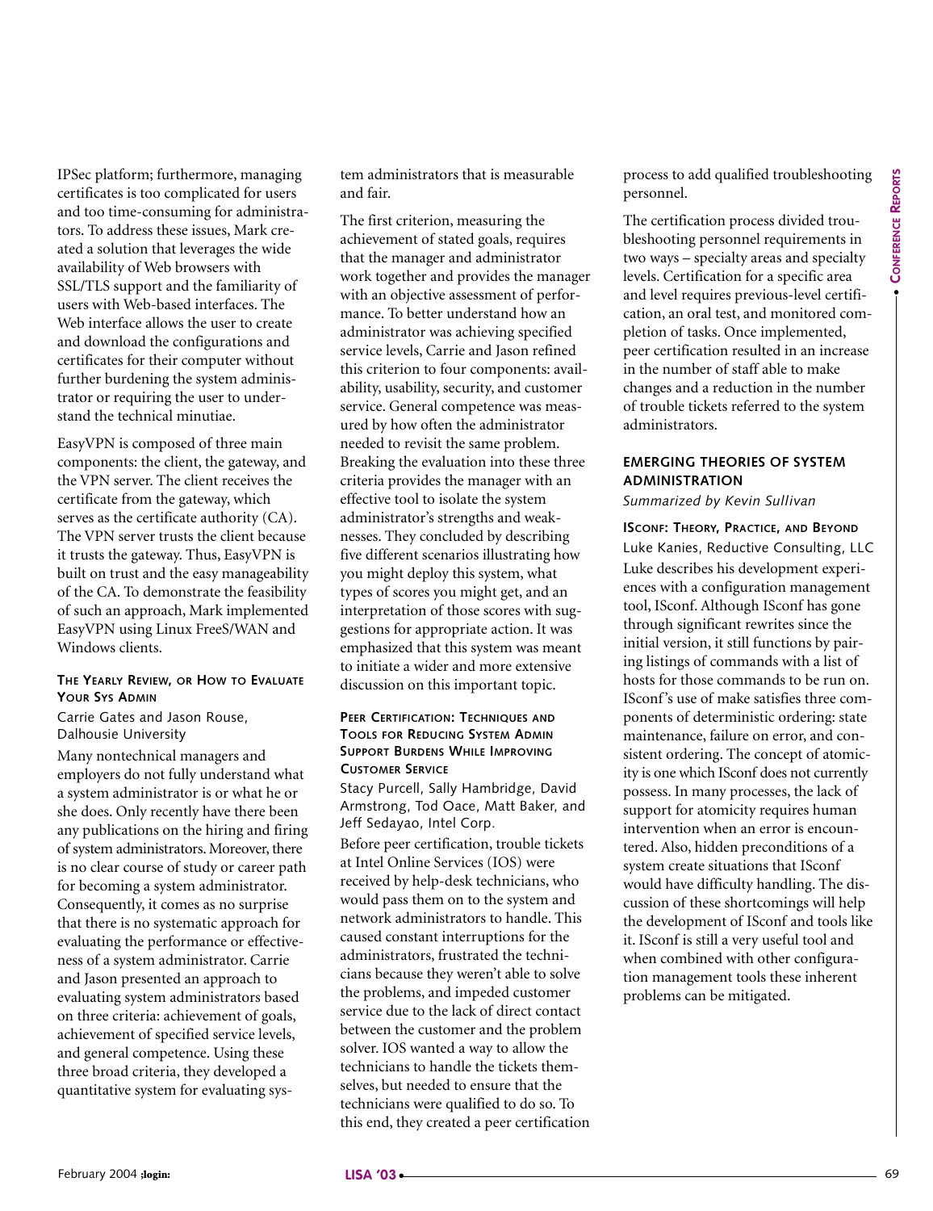IPSec platform; furthermore, managing certificates is too complicated for users and too time-consuming for administrators. To address these issues, Mark created a solution that leverages the wide availability of Web browsers with SSL/TLS support and the familiarity of users with Web-based interfaces. The Web interface allows the user to create and download the configurations and certificates for their computer without further burdening the system administrator or requiring the user to understand the technical minutiae.

EasyVPN is composed of three main components: the client, the gateway, and the VPN server. The client receives the certificate from the gateway, which serves as the certificate authority (CA). The VPN server trusts the client because it trusts the gateway. Thus, EasyVPN is built on trust and the easy manageability of the CA. To demonstrate the feasibility of such an approach, Mark implemented EasyVPN using Linux FreeS/WAN and Windows clients.

#### THE YEARLY REVIEW, OR HOW TO EVALUATE YOUR SYS ADMIN

Carrie Gates and Jason Rouse, Dalhousie University

Many nontechnical managers and employers do not fully understand what a system administrator is or what he or she does. Only recently have there been any publications on the hiring and firing of system administrators. Moreover, there is no clear course of study or career path for becoming a system administrator. Consequently, it comes as no surprise that there is no systematic approach for evaluating the performance or effectiveness of a system administrator. Carrie and Jason presented an approach to evaluating system administrators based on three criteria: achievement of goals, achievement of specified service levels, and general competence. Using these three broad criteria, they developed a quantitative system for evaluating system administrators that is measurable and fair.

The first criterion, measuring the achievement of stated goals, requires that the manager and administrator work together and provides the manager with an objective assessment of performance. To better understand how an administrator was achieving specified service levels, Carrie and Jason refined this criterion to four components: availability, usability, security, and customer service. General competence was measured by how often the administrator needed to revisit the same problem. Breaking the evaluation into these three criteria provides the manager with an effective tool to isolate the system administrator's strengths and weaknesses. They concluded by describing five different scenarios illustrating how you might deploy this system, what types of scores you might get, and an interpretation of those scores with suggestions for appropriate action. It was emphasized that this system was meant to initiate a wider and more extensive discussion on this important topic.

#### PEER CERTIFICATION: TECHNIQUES AND TOOLS FOR REDUCING SYSTEM ADMIN SUPPORT BURDENS WHILE IMPROVING CUSTOMER SERVICE

Stacy Purcell, Sally Hambridge, David Armstrong, Tod Oace, Matt Baker, and Jeff Sedayao, Intel Corp.

Before peer certification, trouble tickets at Intel Online Services (IOS) were received by help-desk technicians, who would pass them on to the system and network administrators to handle. This caused constant interruptions for the administrators, frustrated the technicians because they weren't able to solve the problems, and impeded customer service due to the lack of direct contact between the customer and the problem solver. IOS wanted a way to allow the technicians to handle the tickets themselves, but needed to ensure that the technicians were qualified to do so. To this end, they created a peer certification process to add qualified troubleshooting personnel.

The certification process divided troubleshooting personnel requirements in two ways – specialty areas and specialty levels. Certification for a specific area and level requires previous-level certification, an oral test, and monitored completion of tasks. Once implemented, peer certification resulted in an increase in the number of staff able to make changes and a reduction in the number of trouble tickets referred to the system administrators.

### EMERGING THEORIES OF SYSTEM ADMINISTRATION

*Summarized by Kevin Sullivan*

#### ISCONF: THEORY, PRACTICE, AND BEYOND

Luke Kanies, Reductive Consulting, LLC

Luke describes his development experiences with a configuration management tool, ISconf. Although ISconf has gone through significant rewrites since the initial version, it still functions by pairing listings of commands with a list of hosts for those commands to be run on. ISconf's use of make satisfies three components of deterministic ordering: state maintenance, failure on error, and consistent ordering. The concept of atomicity is one which ISconf does not currently possess. In many processes, the lack of support for atomicity requires human intervention when an error is encountered. Also, hidden preconditions of a system create situations that ISconf would have difficulty handling. The discussion of these shortcomings will help the development of ISconf and tools like it. ISconf is still a very useful tool and when combined with other configuration management tools these inherent problems can be mitigated.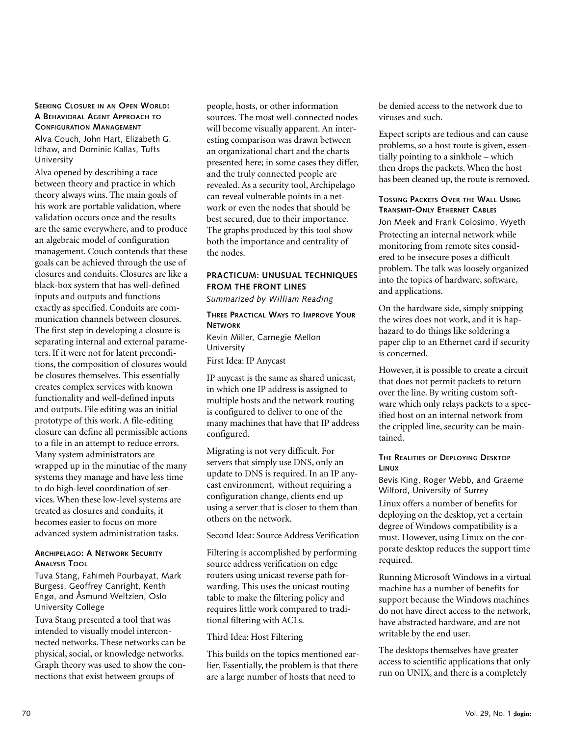#### Seeking Closure in an Open World: A Behavioral Agent Approach to Configuration Management

Alva Couch, John Hart, Elizabeth G. Idhaw, and Dominic Kallas, Tufts University

Alva opened by describing a race between theory and practice in which theory always wins. The main goals of his work are portable validation, where validation occurs once and the results are the same everywhere, and to produce an algebraic model of configuration management. Couch contends that these goals can be achieved through the use of closures and conduits. Closures are like a black-box system that has well-defined inputs and outputs and functions exactly as specified. Conduits are communication channels between closures. The first step in developing a closure is separating internal and external parameters. If it were not for latent preconditions, the composition of closures would be closures themselves. This essentially creates complex services with known functionality and well-defined inputs and outputs. File editing was an initial prototype of this work. A file-editing closure can define all permissible actions to a file in an attempt to reduce errors. Many system administrators are wrapped up in the minutiae of the many systems they manage and have less time to do high-level coordination of services. When these low-level systems are treated as closures and conduits, it becomes easier to focus on more advanced system administration tasks.

#### Archipelago: A Network Security Analysis Tool

Tuva Stang, Fahimeh Pourbayat, Mark Burgess, Geoffrey Canright, Kenth Engø, and Åsmund Weltzien, Oslo University College

Tuva Stang presented a tool that was intended to visually model interconnected networks. These networks can be physical, social, or knowledge networks. Graph theory was used to show the connections that exist between groups of people, hosts, or other information sources. The most well-connected nodes will become visually apparent. An interesting comparison was drawn between an organizational chart and the charts presented here; in some cases they differ, and the truly connected people are revealed. As a security tool, Archipelago can reveal vulnerable points in a network or even the nodes that should be best secured, due to their importance. The graphs produced by this tool show both the importance and centrality of the nodes.

### PRACTICUM: UNUSUAL TECHNIQUES FROM THE FRONT LINES

*Summarized by William Reading*

#### Three Practical Ways to Improve Your Network

Kevin Miller, Carnegie Mellon University

First Idea: IP Anycast

IP anycast is the same as shared unicast, in which one IP address is assigned to multiple hosts and the network routing is configured to deliver to one of the many machines that have that IP address configured.

Migrating is not very difficult. For servers that simply use DNS, only an update to DNS is required. In an IP anycast environment, without requiring a configuration change, clients end up using a server that is closer to them than others on the network.

Second Idea: Source Address Verification

Filtering is accomplished by performing source address verification on edge routers using unicast reverse path forwarding. This uses the unicast routing table to make the filtering policy and requires little work compared to traditional filtering with ACLs.

Third Idea: Host Filtering

This builds on the topics mentioned earlier. Essentially, the problem is that there are a large number of hosts that need to be denied access to the network due to viruses and such.

Expect scripts are tedious and can cause problems, so a host route is given, essentially pointing to a sinkhole – which then drops the packets. When the host has been cleaned up, the route is removed.

#### Tossing Packets Over the Wall Using Transmit-Only Ethernet Cables

Jon Meek and Frank Colosimo, Wyeth

Protecting an internal network while monitoring from remote sites considered to be insecure poses a difficult problem. The talk was loosely organized into the topics of hardware, software, and applications.

On the hardware side, simply snipping the wires does not work, and it is haphazard to do things like soldering a paper clip to an Ethernet card if security is concerned.

However, it is possible to create a circuit that does not permit packets to return over the line. By writing custom software which only relays packets to a specified host on an internal network from the crippled line, security can be maintained.

#### The Realities of Deploying Desktop Linux

Bevis King, Roger Webb, and Graeme Wilford, University of Surrey

Linux offers a number of benefits for deploying on the desktop, yet a certain degree of Windows compatibility is a must. However, using Linux on the corporate desktop reduces the support time required.

Running Microsoft Windows in a virtual machine has a number of benefits for support because the Windows machines do not have direct access to the network, have abstracted hardware, and are not writable by the end user.

The desktops themselves have greater access to scientific applications that only run on UNIX, and there is a completely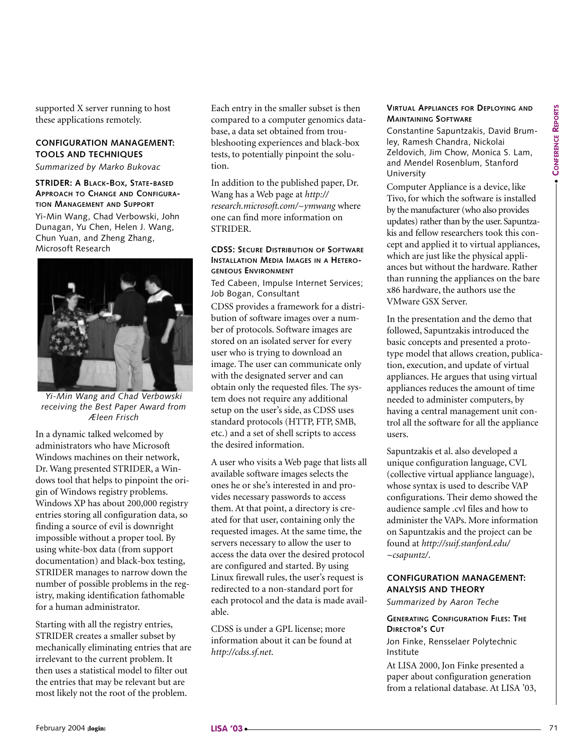supported X server running to host these applications remotely.

## CONFIGURATION MANAGEMENT: TOOLS AND TECHNIQUES

*Summarized by Marko Bukovac*

### STRIDER: A BLACK-BOX, STATE-BASED APPROACH TO CHANGE AND CONFIGURATION MANAGEMENT AND SUPPORT

Yi-Min Wang, Chad Verbowski, John Dunagan, Yu Chen, Helen J. Wang, Chun Yuan, and Zheng Zhang, Microsoft Research

*Yi-Min Wang and Chad Verbowski receiving the Best Paper Award from Æleen Frisch*

In a dynamic talked welcomed by administrators who have Microsoft Windows machines on their network, Dr. Wang presented STRIDER, a Windows tool that helps to pinpoint the origin of Windows registry problems. Windows XP has about 200,000 registry entries storing all configuration data, so finding a source of evil is downright impossible without a proper tool. By using white-box data (from support documentation) and black-box testing, STRIDER manages to narrow down the number of possible problems in the registry, making identification fathomable for a human administrator.

Starting with all the registry entries, STRIDER creates a smaller subset by mechanically eliminating entries that are irrelevant to the current problem. It then uses a statistical model to filter out the entries that may be relevant but are most likely not the root of the problem. Each entry in the smaller subset is then compared to a computer genomics database, a data set obtained from troubleshooting experiences and black-box tests, to potentially pinpoint the solution.

In addition to the published paper, Dr. Wang has a Web page at *http://research.microsoft.com/~ymwang* where one can find more information on STRIDER.

### CDSS: SECURE DISTRIBUTION OF SOFTWARE INSTALLATION MEDIA IMAGES IN A HETEROGENEOUS ENVIRONMENT

Ted Cabeen, Impulse Internet Services; Job Bogan, Consultant

CDSS provides a framework for a distribution of software images over a number of protocols. Software images are stored on an isolated server for every user who is trying to download an image. The user can communicate only with the designated server and can obtain only the requested files. The system does not require any additional setup on the user's side, as CDSS uses standard protocols (HTTP, FTP, SMB, etc.) and a set of shell scripts to access the desired information.

A user who visits a Web page that lists all available software images selects the ones he or she's interested in and provides necessary passwords to access them. At that point, a directory is created for that user, containing only the requested images. At the same time, the servers necessary to allow the user to access the data over the desired protocol are configured and started. By using Linux firewall rules, the user's request is redirected to a non-standard port for each protocol and the data is made available.

CDSS is under a GPL license; more information about it can be found at *http://cdss.sf.net*.

### VIRTUAL APPLIANCES FOR DEPLOYING AND MAINTAINING SOFTWARE

Constantine Sapuntzakis, David Brumley, Ramesh Chandra, Nickolai Zeldovich, Jim Chow, Monica S. Lam, and Mendel Rosenblum, Stanford University

Computer Appliance is a device, like Tivo, for which the software is installed by the manufacturer (who also provides updates) rather than by the user. Sapuntzakis and fellow researchers took this concept and applied it to virtual appliances, which are just like the physical appliances but without the hardware. Rather than running the appliances on the bare x86 hardware, the authors use the VMware GSX Server.

In the presentation and the demo that followed, Sapuntzakis introduced the basic concepts and presented a prototype model that allows creation, publication, execution, and update of virtual appliances. He argues that using virtual appliances reduces the amount of time needed to administer computers, by having a central management unit control all the software for all the appliance users.

Sapuntzakis et al. also developed a unique configuration language, CVL (collective virtual appliance language), whose syntax is used to describe VAP configurations. Their demo showed the audience sample .cvl files and how to administer the VAPs. More information on Sapuntzakis and the project can be found at *http://suif.stanford.edu/~csapuntz/*.

## CONFIGURATION MANAGEMENT: ANALYSIS AND THEORY

*Summarized by Aaron Teche*

### GENERATING CONFIGURATION FILES: THE DIRECTOR'S CUT

Jon Finke, Rensselaer Polytechnic Institute

At LISA 2000, Jon Finke presented a paper about configuration generation from a relational database. At LISA '03,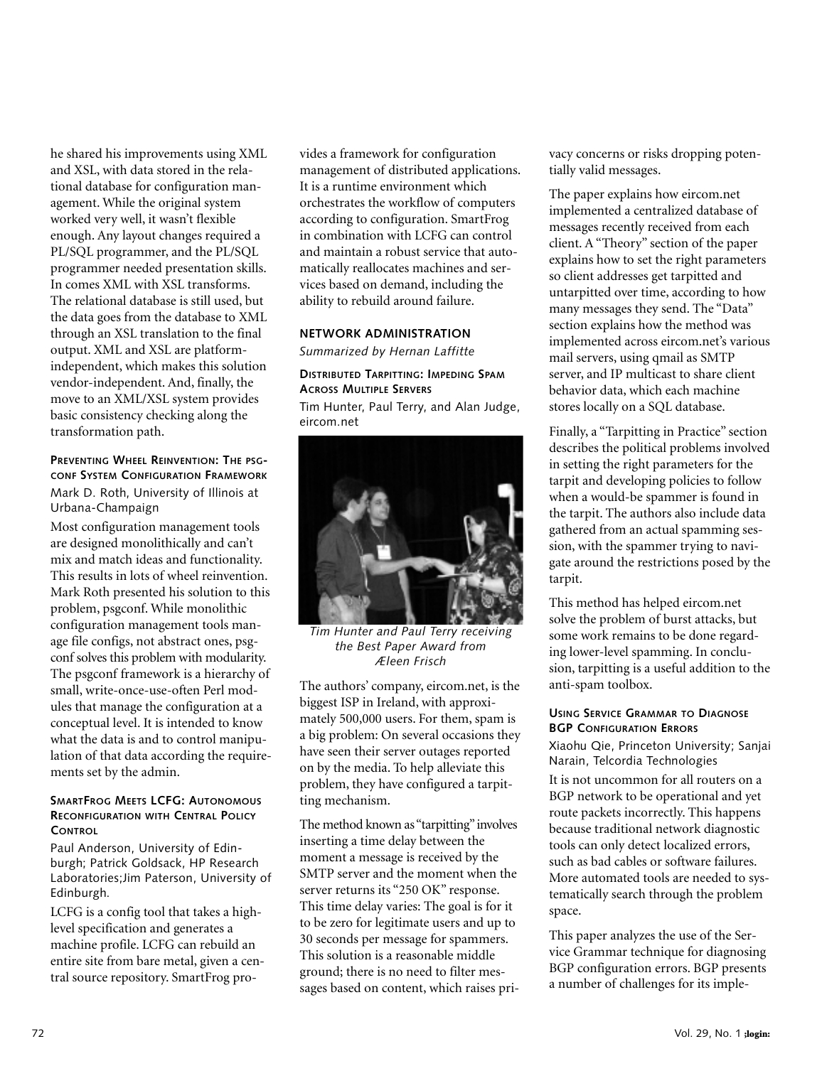he shared his improvements using XML and XSL, with data stored in the relational database for configuration management. While the original system worked very well, it wasn't flexible enough. Any layout changes required a PL/SQL programmer, and the PL/SQL programmer needed presentation skills. In comes XML with XSL transforms. The relational database is still used, but the data goes from the database to XML through an XSL translation to the final output. XML and XSL are platform-independent, which makes this solution vendor-independent. And, finally, the move to an XML/XSL system provides basic consistency checking along the transformation path.

#### Preventing Wheel Reinvention: The psgconf System Configuration Framework

Mark D. Roth, University of Illinois at Urbana-Champaign

Most configuration management tools are designed monolithically and can't mix and match ideas and functionality. This results in lots of wheel reinvention. Mark Roth presented his solution to this problem, psgconf. While monolithic configuration management tools manage file configs, not abstract ones, psgconf solves this problem with modularity. The psgconf framework is a hierarchy of small, write-once-use-often Perl modules that manage the configuration at a conceptual level. It is intended to know what the data is and to control manipulation of that data according the requirements set by the admin.

#### SmartFrog Meets LCFG: Autonomous Reconfiguration with Central Policy Control

Paul Anderson, University of Edinburgh; Patrick Goldsack, HP Research Laboratories;Jim Paterson, University of Edinburgh.

LCFG is a config tool that takes a high-level specification and generates a machine profile. LCFG can rebuild an entire site from bare metal, given a central source repository. SmartFrog provides a framework for configuration management of distributed applications. It is a runtime environment which orchestrates the workflow of computers according to configuration. SmartFrog in combination with LCFG can control and maintain a robust service that automatically reallocates machines and services based on demand, including the ability to rebuild around failure.

### Network Administration

*Summarized by Hernan Laffitte*

#### Distributed Tarpitting: Impeding Spam Across Multiple Servers

Tim Hunter, Paul Terry, and Alan Judge, eircom.net

*Tim Hunter and Paul Terry receiving the Best Paper Award from Æleen Frisch*

The authors' company, eircom.net, is the biggest ISP in Ireland, with approximately 500,000 users. For them, spam is a big problem: On several occasions they have seen their server outages reported on by the media. To help alleviate this problem, they have configured a tarpitting mechanism.

The method known as "tarpitting" involves inserting a time delay between the moment a message is received by the SMTP server and the moment when the server returns its "250 OK" response. This time delay varies: The goal is for it to be zero for legitimate users and up to 30 seconds per message for spammers. This solution is a reasonable middle ground; there is no need to filter messages based on content, which raises privacy concerns or risks dropping potentially valid messages.

The paper explains how eircom.net implemented a centralized database of messages recently received from each client. A "Theory" section of the paper explains how to set the right parameters so client addresses get tarpitted and untarpitted over time, according to how many messages they send. The "Data" section explains how the method was implemented across eircom.net's various mail servers, using qmail as SMTP server, and IP multicast to share client behavior data, which each machine stores locally on a SQL database.

Finally, a "Tarpitting in Practice" section describes the political problems involved in setting the right parameters for the tarpit and developing policies to follow when a would-be spammer is found in the tarpit. The authors also include data gathered from an actual spamming session, with the spammer trying to navigate around the restrictions posed by the tarpit.

This method has helped eircom.net solve the problem of burst attacks, but some work remains to be done regarding lower-level spamming. In conclusion, tarpitting is a useful addition to the anti-spam toolbox.

#### Using Service Grammar to Diagnose BGP Configuration Errors

Xiaohu Qie, Princeton University; Sanjai Narain, Telcordia Technologies

It is not uncommon for all routers on a BGP network to be operational and yet route packets incorrectly. This happens because traditional network diagnostic tools can only detect localized errors, such as bad cables or software failures. More automated tools are needed to systematically search through the problem space.

This paper analyzes the use of the Service Grammar technique for diagnosing BGP configuration errors. BGP presents a number of challenges for its imple-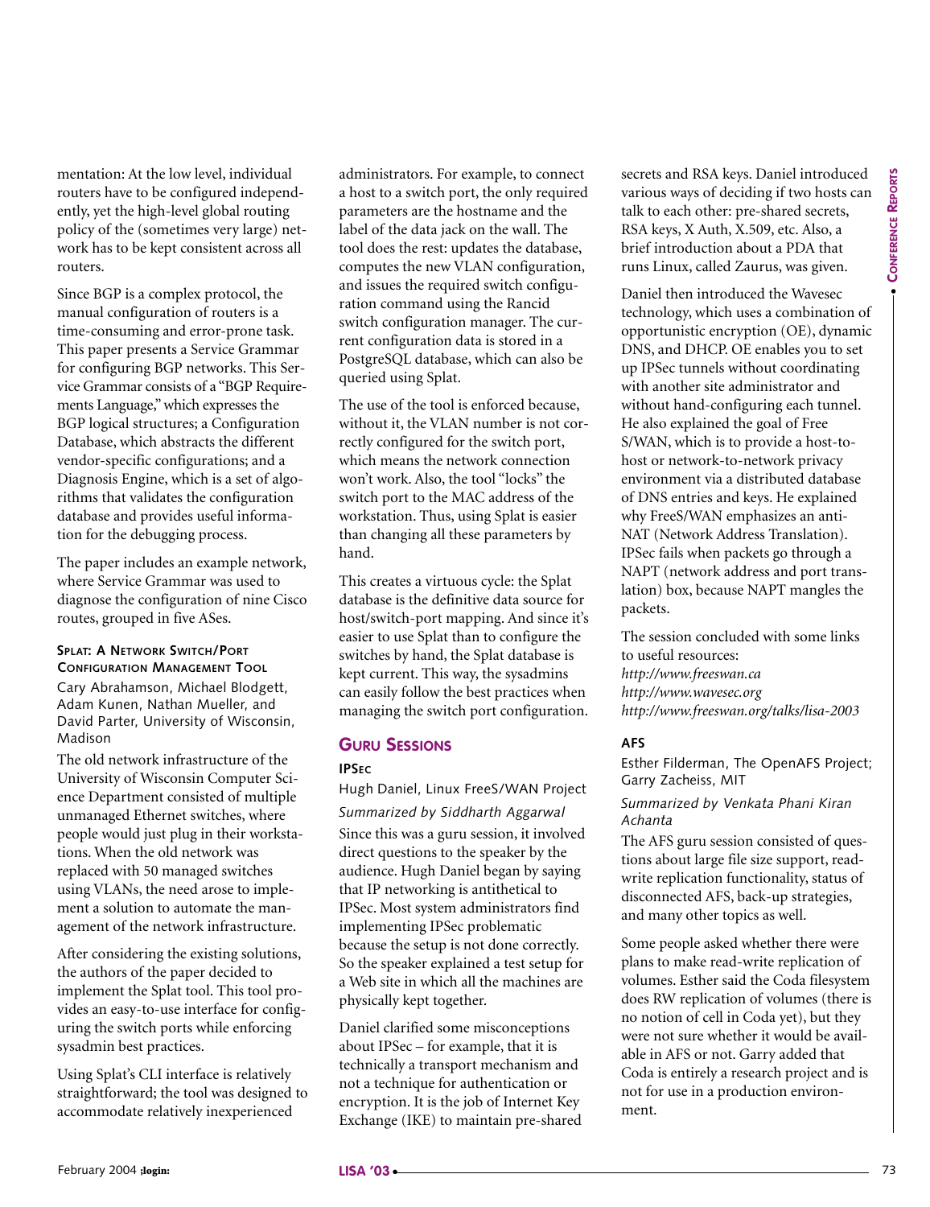mentation: At the low level, individual routers have to be configured independently, yet the high-level global routing policy of the (sometimes very large) network has to be kept consistent across all routers.

Since BGP is a complex protocol, the manual configuration of routers is a time-consuming and error-prone task. This paper presents a Service Grammar for configuring BGP networks. This Service Grammar consists of a "BGP Requirements Language," which expresses the BGP logical structures; a Configuration Database, which abstracts the different vendor-specific configurations; and a Diagnosis Engine, which is a set of algorithms that validates the configuration database and provides useful information for the debugging process.

The paper includes an example network, where Service Grammar was used to diagnose the configuration of nine Cisco routes, grouped in five ASes.

#### SPLAT: A NETWORK SWITCH/PORT CONFIGURATION MANAGEMENT TOOL

Cary Abrahamson, Michael Blodgett, Adam Kunen, Nathan Mueller, and David Parter, University of Wisconsin, Madison

The old network infrastructure of the University of Wisconsin Computer Science Department consisted of multiple unmanaged Ethernet switches, where people would just plug in their workstations. When the old network was replaced with 50 managed switches using VLANs, the need arose to implement a solution to automate the management of the network infrastructure.

After considering the existing solutions, the authors of the paper decided to implement the Splat tool. This tool provides an easy-to-use interface for configuring the switch ports while enforcing sysadmin best practices.

Using Splat's CLI interface is relatively straightforward; the tool was designed to accommodate relatively inexperienced administrators. For example, to connect a host to a switch port, the only required parameters are the hostname and the label of the data jack on the wall. The tool does the rest: updates the database, computes the new VLAN configuration, and issues the required switch configuration command using the Rancid switch configuration manager. The current configuration data is stored in a PostgreSQL database, which can also be queried using Splat.

The use of the tool is enforced because, without it, the VLAN number is not correctly configured for the switch port, which means the network connection won't work. Also, the tool "locks" the switch port to the MAC address of the workstation. Thus, using Splat is easier than changing all these parameters by hand.

This creates a virtuous cycle: the Splat database is the definitive data source for host/switch-port mapping. And since it's easier to use Splat than to configure the switches by hand, the Splat database is kept current. This way, the sysadmins can easily follow the best practices when managing the switch port configuration.

## GURU SESSIONS

#### IPSEC

Hugh Daniel, Linux FreeS/WAN Project

*Summarized by Siddharth Aggarwal*

Since this was a guru session, it involved direct questions to the speaker by the audience. Hugh Daniel began by saying that IP networking is antithetical to IPSec. Most system administrators find implementing IPSec problematic because the setup is not done correctly. So the speaker explained a test setup for a Web site in which all the machines are physically kept together.

Daniel clarified some misconceptions about IPSec – for example, that it is technically a transport mechanism and not a technique for authentication or encryption. It is the job of Internet Key Exchange (IKE) to maintain pre-shared secrets and RSA keys. Daniel introduced various ways of deciding if two hosts can talk to each other: pre-shared secrets, RSA keys, X Auth, X.509, etc. Also, a brief introduction about a PDA that runs Linux, called Zaurus, was given.

Daniel then introduced the Wavesec technology, which uses a combination of opportunistic encryption (OE), dynamic DNS, and DHCP. OE enables you to set up IPSec tunnels without coordinating with another site administrator and without hand-configuring each tunnel. He also explained the goal of Free S/WAN, which is to provide a host-to-host or network-to-network privacy environment via a distributed database of DNS entries and keys. He explained why FreeS/WAN emphasizes an anti-NAT (Network Address Translation). IPSec fails when packets go through a NAPT (network address and port translation) box, because NAPT mangles the packets.

The session concluded with some links to useful resources:
*http://www.freeswan.ca*
*http://www.wavesec.org*
*http://www.freeswan.org/talks/lisa-2003*

#### AFS

Esther Filderman, The OpenAFS Project; Garry Zacheiss, MIT

*Summarized by Venkata Phani Kiran Achanta*

The AFS guru session consisted of questions about large file size support, read-write replication functionality, status of disconnected AFS, back-up strategies, and many other topics as well.

Some people asked whether there were plans to make read-write replication of volumes. Esther said the Coda filesystem does RW replication of volumes (there is no notion of cell in Coda yet), but they were not sure whether it would be available in AFS or not. Garry added that Coda is entirely a research project and is not for use in a production environment.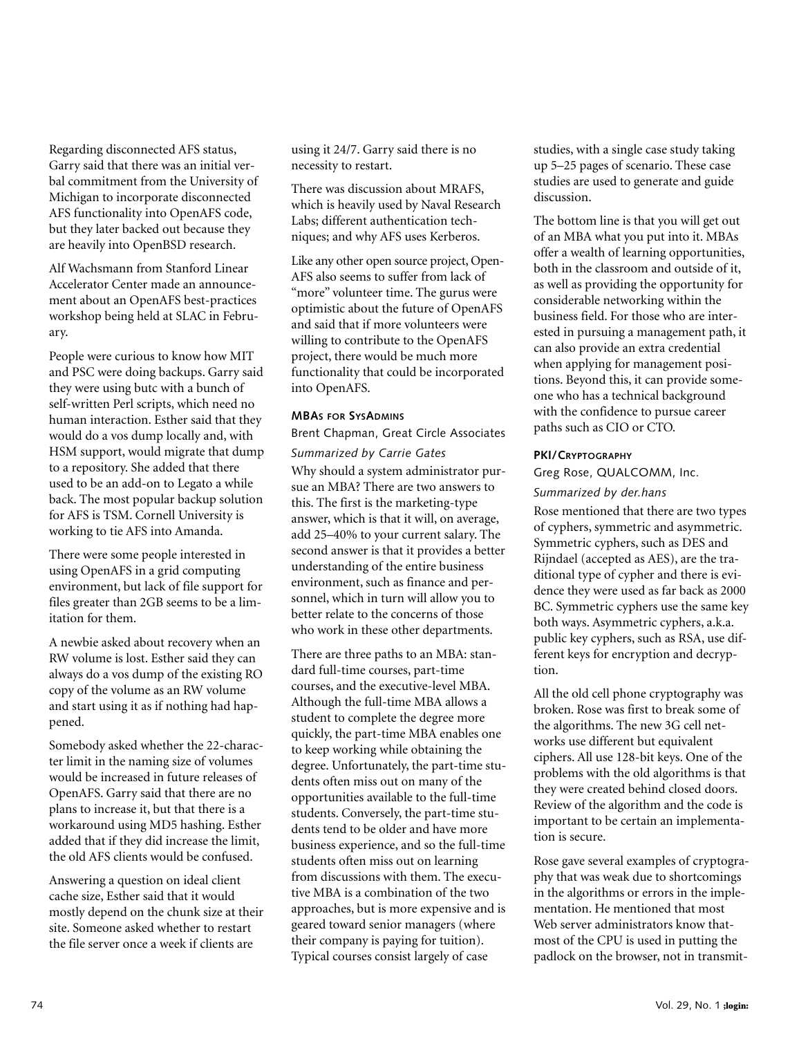Regarding disconnected AFS status, Garry said that there was an initial verbal commitment from the University of Michigan to incorporate disconnected AFS functionality into OpenAFS code, but they later backed out because they are heavily into OpenBSD research.

Alf Wachsmann from Stanford Linear Accelerator Center made an announcement about an OpenAFS best-practices workshop being held at SLAC in February.

People were curious to know how MIT and PSC were doing backups. Garry said they were using butc with a bunch of self-written Perl scripts, which need no human interaction. Esther said that they would do a vos dump locally and, with HSM support, would migrate that dump to a repository. She added that there used to be an add-on to Legato a while back. The most popular backup solution for AFS is TSM. Cornell University is working to tie AFS into Amanda.

There were some people interested in using OpenAFS in a grid computing environment, but lack of file support for files greater than 2GB seems to be a limitation for them.

A newbie asked about recovery when an RW volume is lost. Esther said they can always do a vos dump of the existing RO copy of the volume as an RW volume and start using it as if nothing had happened.

Somebody asked whether the 22-character limit in the naming size of volumes would be increased in future releases of OpenAFS. Garry said that there are no plans to increase it, but that there is a workaround using MD5 hashing. Esther added that if they did increase the limit, the old AFS clients would be confused.

Answering a question on ideal client cache size, Esther said that it would mostly depend on the chunk size at their site. Someone asked whether to restart the file server once a week if clients are using it 24/7. Garry said there is no necessity to restart.

There was discussion about MRAFS, which is heavily used by Naval Research Labs; different authentication techniques; and why AFS uses Kerberos.

Like any other open source project, OpenAFS also seems to suffer from lack of "more" volunteer time. The gurus were optimistic about the future of OpenAFS and said that if more volunteers were willing to contribute to the OpenAFS project, there would be much more functionality that could be incorporated into OpenAFS.

### MBAs for SysAdmins

Brent Chapman, Great Circle Associates

*Summarized by Carrie Gates*

Why should a system administrator pursue an MBA? There are two answers to this. The first is the marketing-type answer, which is that it will, on average, add 25–40% to your current salary. The second answer is that it provides a better understanding of the entire business environment, such as finance and personnel, which in turn will allow you to better relate to the concerns of those who work in these other departments.

There are three paths to an MBA: standard full-time courses, part-time courses, and the executive-level MBA. Although the full-time MBA allows a student to complete the degree more quickly, the part-time MBA enables one to keep working while obtaining the degree. Unfortunately, the part-time students often miss out on many of the opportunities available to the full-time students. Conversely, the part-time students tend to be older and have more business experience, and so the full-time students often miss out on learning from discussions with them. The executive MBA is a combination of the two approaches, but is more expensive and is geared toward senior managers (where their company is paying for tuition). Typical courses consist largely of case studies, with a single case study taking up 5–25 pages of scenario. These case studies are used to generate and guide discussion.

The bottom line is that you will get out of an MBA what you put into it. MBAs offer a wealth of learning opportunities, both in the classroom and outside of it, as well as providing the opportunity for considerable networking within the business field. For those who are interested in pursuing a management path, it can also provide an extra credential when applying for management positions. Beyond this, it can provide someone who has a technical background with the confidence to pursue career paths such as CIO or CTO.

### PKI/Cryptography

Greg Rose, QUALCOMM, Inc.

*Summarized by der.hans*

Rose mentioned that there are two types of cyphers, symmetric and asymmetric. Symmetric cyphers, such as DES and Rijndael (accepted as AES), are the traditional type of cypher and there is evidence they were used as far back as 2000 BC. Symmetric cyphers use the same key both ways. Asymmetric cyphers, a.k.a. public key cyphers, such as RSA, use different keys for encryption and decryption.

All the old cell phone cryptography was broken. Rose was first to break some of the algorithms. The new 3G cell networks use different but equivalent ciphers. All use 128-bit keys. One of the problems with the old algorithms is that they were created behind closed doors. Review of the algorithm and the code is important to be certain an implementation is secure.

Rose gave several examples of cryptography that was weak due to shortcomings in the algorithms or errors in the implementation. He mentioned that most Web server administrators know that most of the CPU is used in putting the padlock on the browser, not in transmit-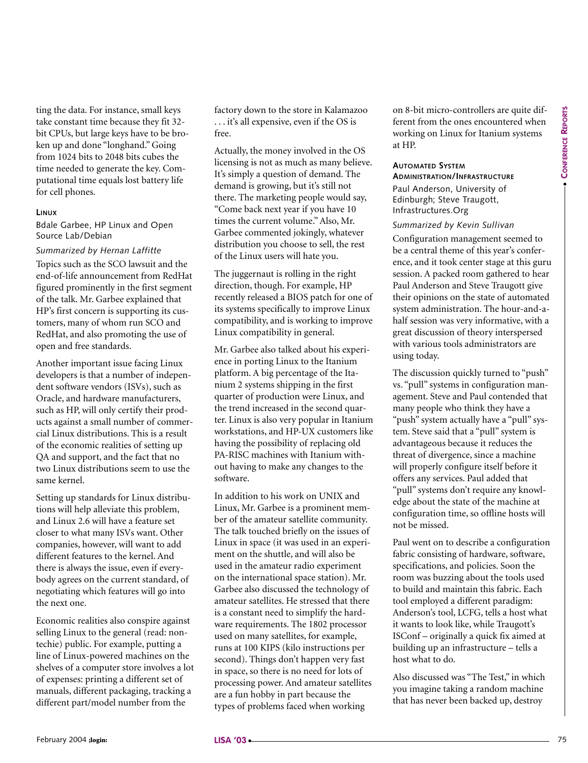ting the data. For instance, small keys take constant time because they fit 32-bit CPUs, but large keys have to be broken up and done "longhand." Going from 1024 bits to 2048 bits cubes the time needed to generate the key. Computational time equals lost battery life for cell phones.

### LINUX

Bdale Garbee, HP Linux and Open Source Lab/Debian

*Summarized by Hernan Laffitte*

Topics such as the SCO lawsuit and the end-of-life announcement from RedHat figured prominently in the first segment of the talk. Mr. Garbee explained that HP's first concern is supporting its customers, many of whom run SCO and RedHat, and also promoting the use of open and free standards.

Another important issue facing Linux developers is that a number of independent software vendors (ISVs), such as Oracle, and hardware manufacturers, such as HP, will only certify their products against a small number of commercial Linux distributions. This is a result of the economic realities of setting up QA and support, and the fact that no two Linux distributions seem to use the same kernel.

Setting up standards for Linux distributions will help alleviate this problem, and Linux 2.6 will have a feature set closer to what many ISVs want. Other companies, however, will want to add different features to the kernel. And there is always the issue, even if everybody agrees on the current standard, of negotiating which features will go into the next one.

Economic realities also conspire against selling Linux to the general (read: non-techie) public. For example, putting a line of Linux-powered machines on the shelves of a computer store involves a lot of expenses: printing a different set of manuals, different packaging, tracking a different part/model number from the factory down to the store in Kalamazoo . . . it's all expensive, even if the OS is free.

Actually, the money involved in the OS licensing is not as much as many believe. It's simply a question of demand. The demand is growing, but it's still not there. The marketing people would say, "Come back next year if you have 10 times the current volume." Also, Mr. Garbee commented jokingly, whatever distribution you choose to sell, the rest of the Linux users will hate you.

The juggernaut is rolling in the right direction, though. For example, HP recently released a BIOS patch for one of its systems specifically to improve Linux compatibility, and is working to improve Linux compatibility in general.

Mr. Garbee also talked about his experience in porting Linux to the Itanium platform. A big percentage of the Itanium 2 systems shipping in the first quarter of production were Linux, and the trend increased in the second quarter. Linux is also very popular in Itanium workstations, and HP-UX customers like having the possibility of replacing old PA-RISC machines with Itanium without having to make any changes to the software.

In addition to his work on UNIX and Linux, Mr. Garbee is a prominent member of the amateur satellite community. The talk touched briefly on the issues of Linux in space (it was used in an experiment on the shuttle, and will also be used in the amateur radio experiment on the international space station). Mr. Garbee also discussed the technology of amateur satellites. He stressed that there is a constant need to simplify the hardware requirements. The 1802 processor used on many satellites, for example, runs at 100 KIPS (kilo instructions per second). Things don't happen very fast in space, so there is no need for lots of processing power. And amateur satellites are a fun hobby in part because the types of problems faced when working on 8-bit micro-controllers are quite different from the ones encountered when working on Linux for Itanium systems at HP.

### AUTOMATED SYSTEM ADMINISTRATION/INFRASTRUCTURE

Paul Anderson, University of Edinburgh; Steve Traugott, Infrastructures.Org

*Summarized by Kevin Sullivan*

Configuration management seemed to be a central theme of this year's conference, and it took center stage at this guru session. A packed room gathered to hear Paul Anderson and Steve Traugott give their opinions on the state of automated system administration. The hour-and-a-half session was very informative, with a great discussion of theory interspersed with various tools administrators are using today.

The discussion quickly turned to "push" vs. "pull" systems in configuration management. Steve and Paul contended that many people who think they have a "push" system actually have a "pull" system. Steve said that a "pull" system is advantageous because it reduces the threat of divergence, since a machine will properly configure itself before it offers any services. Paul added that "pull" systems don't require any knowledge about the state of the machine at configuration time, so offline hosts will not be missed.

Paul went on to describe a configuration fabric consisting of hardware, software, specifications, and policies. Soon the room was buzzing about the tools used to build and maintain this fabric. Each tool employed a different paradigm: Anderson's tool, LCFG, tells a host what it wants to look like, while Traugott's ISConf – originally a quick fix aimed at building up an infrastructure – tells a host what to do.

Also discussed was "The Test," in which you imagine taking a random machine that has never been backed up, destroy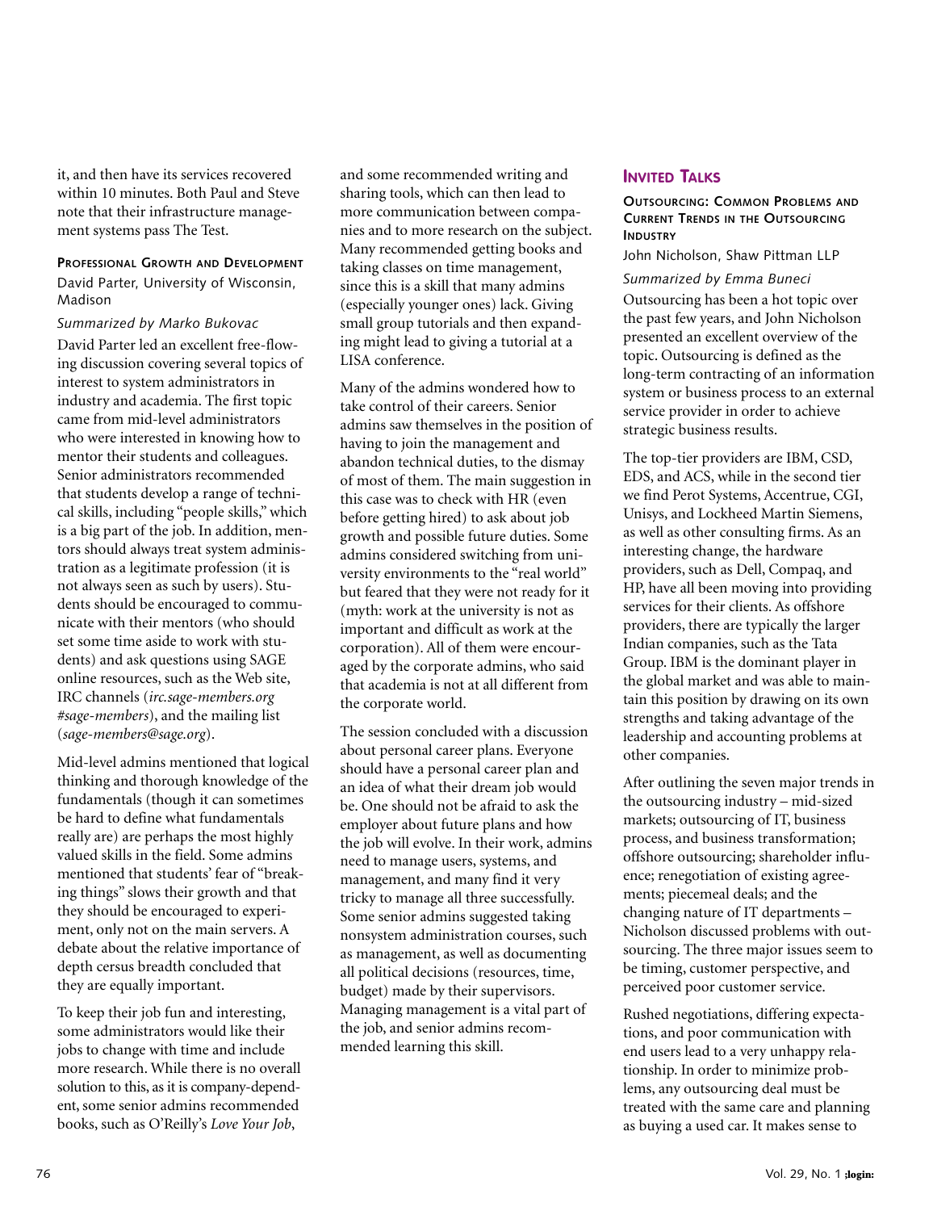it, and then have its services recovered within 10 minutes. Both Paul and Steve note that their infrastructure management systems pass The Test.

### Professional Growth and Development

David Parter, University of Wisconsin, Madison

*Summarized by Marko Bukovac*

David Parter led an excellent free-flowing discussion covering several topics of interest to system administrators in industry and academia. The first topic came from mid-level administrators who were interested in knowing how to mentor their students and colleagues. Senior administrators recommended that students develop a range of technical skills, including "people skills," which is a big part of the job. In addition, mentors should always treat system administration as a legitimate profession (it is not always seen as such by users). Students should be encouraged to communicate with their mentors (who should set some time aside to work with students) and ask questions using SAGE online resources, such as the Web site, IRC channels (*irc.sage-members.org #sage-members*), and the mailing list (*sage-members@sage.org*).

Mid-level admins mentioned that logical thinking and thorough knowledge of the fundamentals (though it can sometimes be hard to define what fundamentals really are) are perhaps the most highly valued skills in the field. Some admins mentioned that students' fear of "breaking things" slows their growth and that they should be encouraged to experiment, only not on the main servers. A debate about the relative importance of depth cersus breadth concluded that they are equally important.

To keep their job fun and interesting, some administrators would like their jobs to change with time and include more research. While there is no overall solution to this, as it is company-dependent, some senior admins recommended books, such as O'Reilly's *Love Your Job*, and some recommended writing and sharing tools, which can then lead to more communication between companies and to more research on the subject. Many recommended getting books and taking classes on time management, since this is a skill that many admins (especially younger ones) lack. Giving small group tutorials and then expanding might lead to giving a tutorial at a LISA conference.

Many of the admins wondered how to take control of their careers. Senior admins saw themselves in the position of having to join the management and abandon technical duties, to the dismay of most of them. The main suggestion in this case was to check with HR (even before getting hired) to ask about job growth and possible future duties. Some admins considered switching from university environments to the "real world" but feared that they were not ready for it (myth: work at the university is not as important and difficult as work at the corporation). All of them were encouraged by the corporate admins, who said that academia is not at all different from the corporate world.

The session concluded with a discussion about personal career plans. Everyone should have a personal career plan and an idea of what their dream job would be. One should not be afraid to ask the employer about future plans and how the job will evolve. In their work, admins need to manage users, systems, and management, and many find it very tricky to manage all three successfully. Some senior admins suggested taking nonsystem administration courses, such as management, as well as documenting all political decisions (resources, time, budget) made by their supervisors. Managing management is a vital part of the job, and senior admins recommended learning this skill.

## Invited Talks

### Outsourcing: Common Problems and Current Trends in the Outsourcing Industry

John Nicholson, Shaw Pittman LLP

*Summarized by Emma Buneci*

Outsourcing has been a hot topic over the past few years, and John Nicholson presented an excellent overview of the topic. Outsourcing is defined as the long-term contracting of an information system or business process to an external service provider in order to achieve strategic business results.

The top-tier providers are IBM, CSD, EDS, and ACS, while in the second tier we find Perot Systems, Accentrue, CGI, Unisys, and Lockheed Martin Siemens, as well as other consulting firms. As an interesting change, the hardware providers, such as Dell, Compaq, and HP, have all been moving into providing services for their clients. As offshore providers, there are typically the larger Indian companies, such as the Tata Group. IBM is the dominant player in the global market and was able to maintain this position by drawing on its own strengths and taking advantage of the leadership and accounting problems at other companies.

After outlining the seven major trends in the outsourcing industry – mid-sized markets; outsourcing of IT, business process, and business transformation; offshore outsourcing; shareholder influence; renegotiation of existing agreements; piecemeal deals; and the changing nature of IT departments – Nicholson discussed problems with outsourcing. The three major issues seem to be timing, customer perspective, and perceived poor customer service.

Rushed negotiations, differing expectations, and poor communication with end users lead to a very unhappy relationship. In order to minimize problems, any outsourcing deal must be treated with the same care and planning as buying a used car. It makes sense to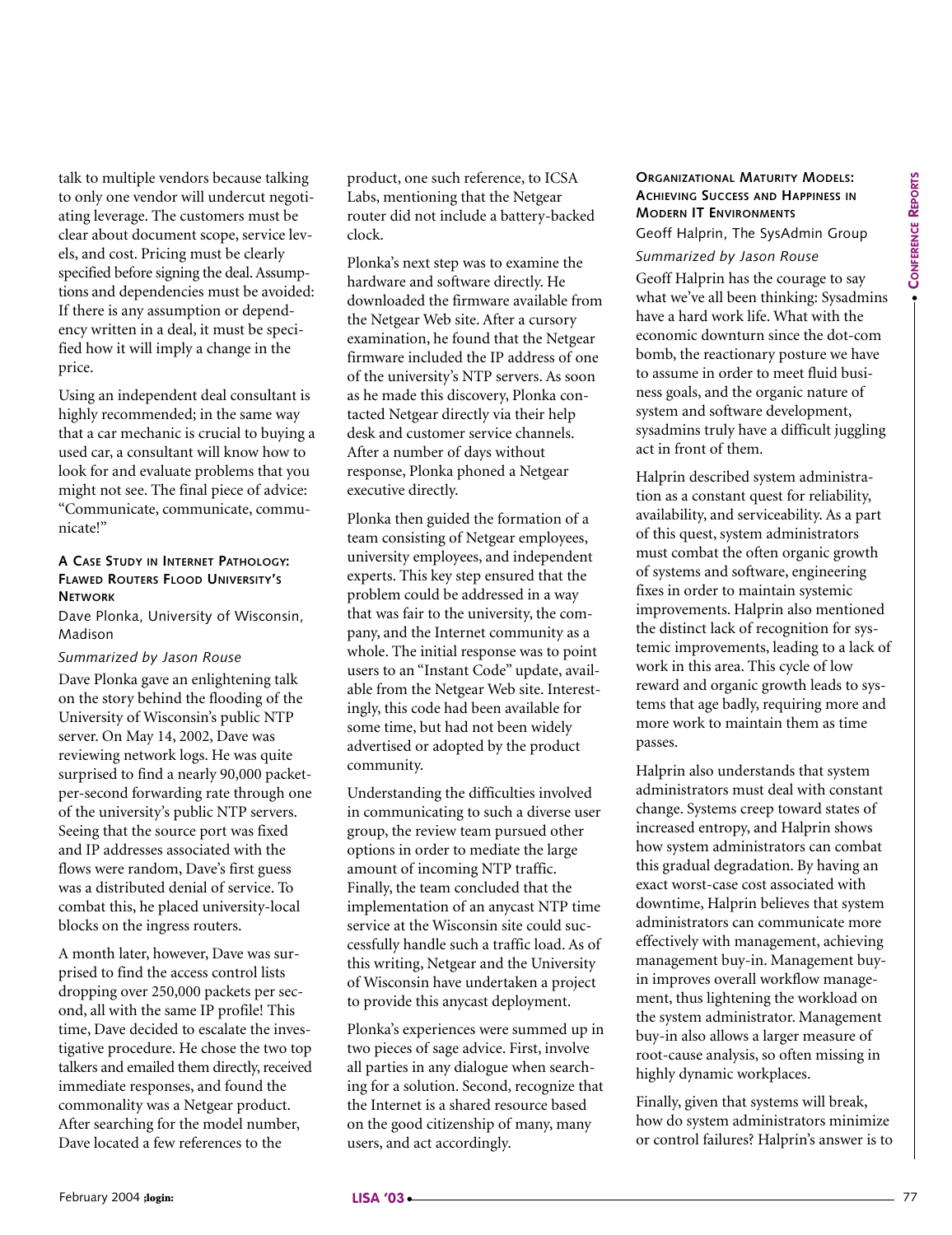talk to multiple vendors because talking to only one vendor will undercut negotiating leverage. The customers must be clear about document scope, service levels, and cost. Pricing must be clearly specified before signing the deal. Assumptions and dependencies must be avoided: If there is any assumption or dependency written in a deal, it must be specified how it will imply a change in the price.

Using an independent deal consultant is highly recommended; in the same way that a car mechanic is crucial to buying a used car, a consultant will know how to look for and evaluate problems that you might not see. The final piece of advice: "Communicate, communicate, communicate!"

### A Case Study in Internet Pathology: Flawed Routers Flood University's Network

Dave Plonka, University of Wisconsin, Madison

*Summarized by Jason Rouse*

Dave Plonka gave an enlightening talk on the story behind the flooding of the University of Wisconsin's public NTP server. On May 14, 2002, Dave was reviewing network logs. He was quite surprised to find a nearly 90,000 packet-per-second forwarding rate through one of the university's public NTP servers. Seeing that the source port was fixed and IP addresses associated with the flows were random, Dave's first guess was a distributed denial of service. To combat this, he placed university-local blocks on the ingress routers.

A month later, however, Dave was surprised to find the access control lists dropping over 250,000 packets per second, all with the same IP profile! This time, Dave decided to escalate the investigative procedure. He chose the two top talkers and emailed them directly, received immediate responses, and found the commonality was a Netgear product. After searching for the model number, Dave located a few references to the product, one such reference, to ICSA Labs, mentioning that the Netgear router did not include a battery-backed clock.

Plonka's next step was to examine the hardware and software directly. He downloaded the firmware available from the Netgear Web site. After a cursory examination, he found that the Netgear firmware included the IP address of one of the university's NTP servers. As soon as he made this discovery, Plonka contacted Netgear directly via their help desk and customer service channels. After a number of days without response, Plonka phoned a Netgear executive directly.

Plonka then guided the formation of a team consisting of Netgear employees, university employees, and independent experts. This key step ensured that the problem could be addressed in a way that was fair to the university, the company, and the Internet community as a whole. The initial response was to point users to an "Instant Code" update, available from the Netgear Web site. Interestingly, this code had been available for some time, but had not been widely advertised or adopted by the product community.

Understanding the difficulties involved in communicating to such a diverse user group, the review team pursued other options in order to mediate the large amount of incoming NTP traffic. Finally, the team concluded that the implementation of an anycast NTP time service at the Wisconsin site could successfully handle such a traffic load. As of this writing, Netgear and the University of Wisconsin have undertaken a project to provide this anycast deployment.

Plonka's experiences were summed up in two pieces of sage advice. First, involve all parties in any dialogue when searching for a solution. Second, recognize that the Internet is a shared resource based on the good citizenship of many, many users, and act accordingly.

### Organizational Maturity Models: Achieving Success and Happiness in Modern IT Environments

Geoff Halprin, The SysAdmin Group

*Summarized by Jason Rouse*

Geoff Halprin has the courage to say what we've all been thinking: Sysadmins have a hard work life. What with the economic downturn since the dot-com bomb, the reactionary posture we have to assume in order to meet fluid business goals, and the organic nature of system and software development, sysadmins truly have a difficult juggling act in front of them.

Halprin described system administration as a constant quest for reliability, availability, and serviceability. As a part of this quest, system administrators must combat the often organic growth of systems and software, engineering fixes in order to maintain systemic improvements. Halprin also mentioned the distinct lack of recognition for systemic improvements, leading to a lack of work in this area. This cycle of low reward and organic growth leads to systems that age badly, requiring more and more work to maintain them as time passes.

Halprin also understands that system administrators must deal with constant change. Systems creep toward states of increased entropy, and Halprin shows how system administrators can combat this gradual degradation. By having an exact worst-case cost associated with downtime, Halprin believes that system administrators can communicate more effectively with management, achieving management buy-in. Management buy-in improves overall workflow management, thus lightening the workload on the system administrator. Management buy-in also allows a larger measure of root-cause analysis, so often missing in highly dynamic workplaces.

Finally, given that systems will break, how do system administrators minimize or control failures? Halprin's answer is to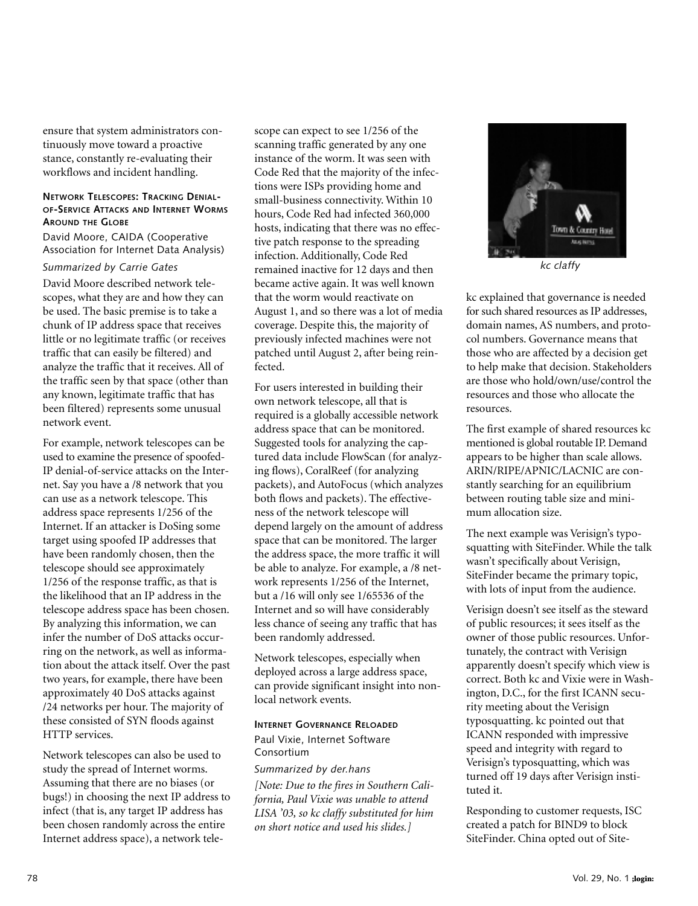ensure that system administrators continuously move toward a proactive stance, constantly re-evaluating their workflows and incident handling.

### Network Telescopes: Tracking Denial-of-Service Attacks and Internet Worms Around the Globe

David Moore, CAIDA (Cooperative Association for Internet Data Analysis)

*Summarized by Carrie Gates*

David Moore described network telescopes, what they are and how they can be used. The basic premise is to take a chunk of IP address space that receives little or no legitimate traffic (or receives traffic that can easily be filtered) and analyze the traffic that it receives. All of the traffic seen by that space (other than any known, legitimate traffic that has been filtered) represents some unusual network event.

For example, network telescopes can be used to examine the presence of spoofed-IP denial-of-service attacks on the Internet. Say you have a /8 network that you can use as a network telescope. This address space represents 1/256 of the Internet. If an attacker is DoSing some target using spoofed IP addresses that have been randomly chosen, then the telescope should see approximately 1/256 of the response traffic, as that is the likelihood that an IP address in the telescope address space has been chosen. By analyzing this information, we can infer the number of DoS attacks occurring on the network, as well as information about the attack itself. Over the past two years, for example, there have been approximately 40 DoS attacks against /24 networks per hour. The majority of these consisted of SYN floods against HTTP services.

Network telescopes can also be used to study the spread of Internet worms. Assuming that there are no biases (or bugs!) in choosing the next IP address to infect (that is, any target IP address has been chosen randomly across the entire Internet address space), a network telescope can expect to see 1/256 of the scanning traffic generated by any one instance of the worm. It was seen with Code Red that the majority of the infections were ISPs providing home and small-business connectivity. Within 10 hours, Code Red had infected 360,000 hosts, indicating that there was no effective patch response to the spreading infection. Additionally, Code Red remained inactive for 12 days and then became active again. It was well known that the worm would reactivate on August 1, and so there was a lot of media coverage. Despite this, the majority of previously infected machines were not patched until August 2, after being reinfected.

For users interested in building their own network telescope, all that is required is a globally accessible network address space that can be monitored. Suggested tools for analyzing the captured data include FlowScan (for analyzing flows), CoralReef (for analyzing packets), and AutoFocus (which analyzes both flows and packets). The effectiveness of the network telescope will depend largely on the amount of address space that can be monitored. The larger the address space, the more traffic it will be able to analyze. For example, a /8 network represents 1/256 of the Internet, but a /16 will only see 1/65536 of the Internet and so will have considerably less chance of seeing any traffic that has been randomly addressed.

Network telescopes, especially when deployed across a large address space, can provide significant insight into nonlocal network events.

### Internet Governance Reloaded

Paul Vixie, Internet Software Consortium

*Summarized by der.hans*

*[Note: Due to the fires in Southern California, Paul Vixie was unable to attend LISA '03, so kc claffy substituted for him on short notice and used his slides.]*

*kc claffy*

kc explained that governance is needed for such shared resources as IP addresses, domain names, AS numbers, and protocol numbers. Governance means that those who are affected by a decision get to help make that decision. Stakeholders are those who hold/own/use/control the resources and those who allocate the resources.

The first example of shared resources kc mentioned is global routable IP. Demand appears to be higher than scale allows. ARIN/RIPE/APNIC/LACNIC are constantly searching for an equilibrium between routing table size and minimum allocation size.

The next example was Verisign's typosquatting with SiteFinder. While the talk wasn't specifically about Verisign, SiteFinder became the primary topic, with lots of input from the audience.

Verisign doesn't see itself as the steward of public resources; it sees itself as the owner of those public resources. Unfortunately, the contract with Verisign apparently doesn't specify which view is correct. Both kc and Vixie were in Washington, D.C., for the first ICANN security meeting about the Verisign typosquatting. kc pointed out that ICANN responded with impressive speed and integrity with regard to Verisign's typosquatting, which was turned off 19 days after Verisign instituted it.

Responding to customer requests, ISC created a patch for BIND9 to block SiteFinder. China opted out of Site-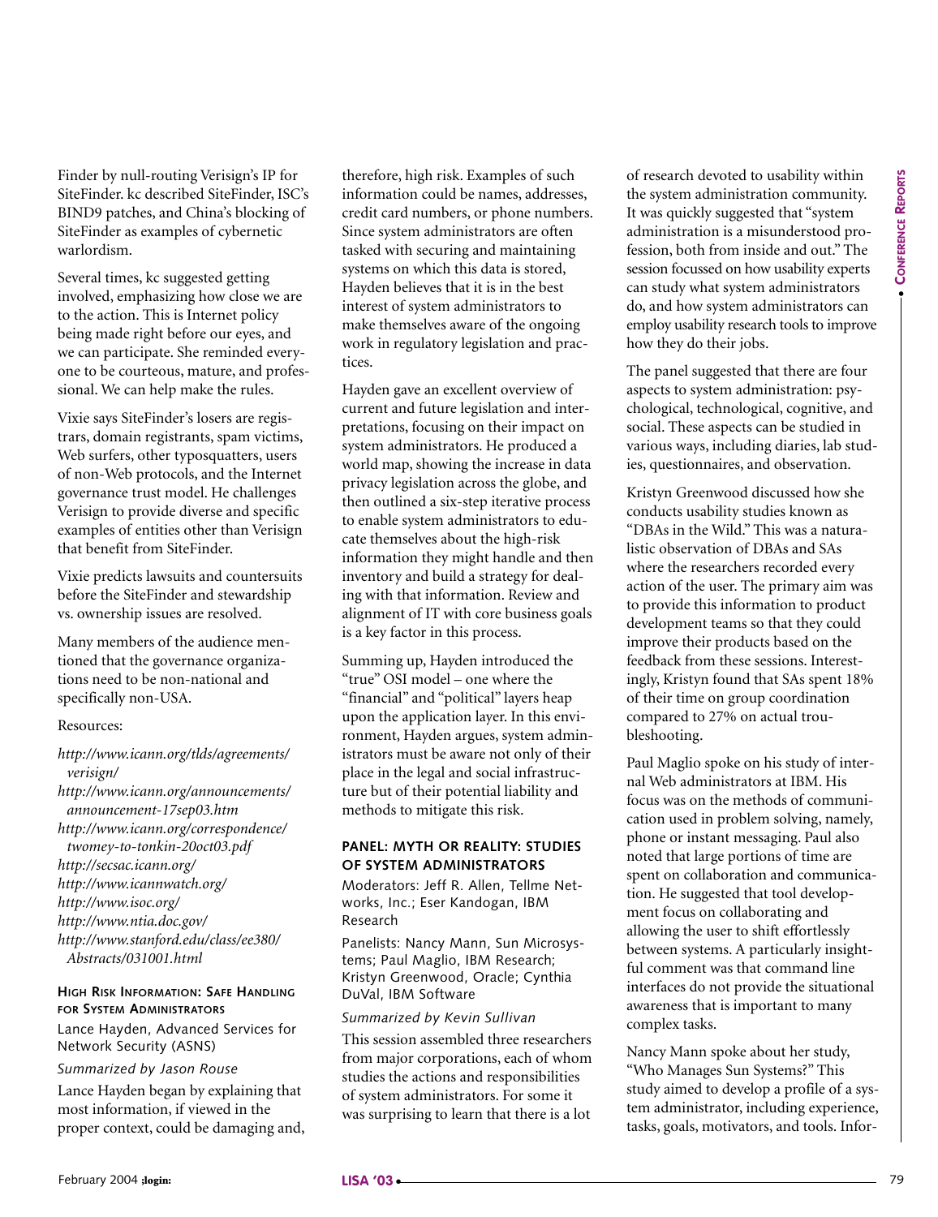Finder by null-routing Verisign's IP for SiteFinder. kc described SiteFinder, ISC's BIND9 patches, and China's blocking of SiteFinder as examples of cybernetic warlordism.

Several times, kc suggested getting involved, emphasizing how close we are to the action. This is Internet policy being made right before our eyes, and we can participate. She reminded everyone to be courteous, mature, and professional. We can help make the rules.

Vixie says SiteFinder's losers are registrars, domain registrants, spam victims, Web surfers, other typosquatters, users of non-Web protocols, and the Internet governance trust model. He challenges Verisign to provide diverse and specific examples of entities other than Verisign that benefit from SiteFinder.

Vixie predicts lawsuits and countersuits before the SiteFinder and stewardship vs. ownership issues are resolved.

Many members of the audience mentioned that the governance organizations need to be non-national and specifically non-USA.

Resources:

*http://www.icann.org/tlds/agreements/verisign/*
*http://www.icann.org/announcements/announcement-17sep03.htm*
*http://www.icann.org/correspondence/twomey-to-tonkin-20oct03.pdf*
*http://secsac.icann.org/*
*http://www.icannwatch.org/*
*http://www.isoc.org/*
*http://www.ntia.doc.gov/*
*http://www.stanford.edu/class/ee380/Abstracts/031001.html*

### High Risk Information: Safe Handling for System Administrators

Lance Hayden, Advanced Services for Network Security (ASNS)

*Summarized by Jason Rouse*

Lance Hayden began by explaining that most information, if viewed in the proper context, could be damaging and, therefore, high risk. Examples of such information could be names, addresses, credit card numbers, or phone numbers. Since system administrators are often tasked with securing and maintaining systems on which this data is stored, Hayden believes that it is in the best interest of system administrators to make themselves aware of the ongoing work in regulatory legislation and practices.

Hayden gave an excellent overview of current and future legislation and interpretations, focusing on their impact on system administrators. He produced a world map, showing the increase in data privacy legislation across the globe, and then outlined a six-step iterative process to enable system administrators to educate themselves about the high-risk information they might handle and then inventory and build a strategy for dealing with that information. Review and alignment of IT with core business goals is a key factor in this process.

Summing up, Hayden introduced the "true" OSI model – one where the "financial" and "political" layers heap upon the application layer. In this environment, Hayden argues, system administrators must be aware not only of their place in the legal and social infrastructure but of their potential liability and methods to mitigate this risk.

### Panel: Myth or Reality: Studies of System Administrators

Moderators: Jeff R. Allen, Tellme Networks, Inc.; Eser Kandogan, IBM Research

Panelists: Nancy Mann, Sun Microsystems; Paul Maglio, IBM Research; Kristyn Greenwood, Oracle; Cynthia DuVal, IBM Software

*Summarized by Kevin Sullivan*

This session assembled three researchers from major corporations, each of whom studies the actions and responsibilities of system administrators. For some it was surprising to learn that there is a lot of research devoted to usability within the system administration community. It was quickly suggested that "system administration is a misunderstood profession, both from inside and out." The session focussed on how usability experts can study what system administrators do, and how system administrators can employ usability research tools to improve how they do their jobs.

The panel suggested that there are four aspects to system administration: psychological, technological, cognitive, and social. These aspects can be studied in various ways, including diaries, lab studies, questionnaires, and observation.

Kristyn Greenwood discussed how she conducts usability studies known as "DBAs in the Wild." This was a naturalistic observation of DBAs and SAs where the researchers recorded every action of the user. The primary aim was to provide this information to product development teams so that they could improve their products based on the feedback from these sessions. Interestingly, Kristyn found that SAs spent 18% of their time on group coordination compared to 27% on actual troubleshooting.

Paul Maglio spoke on his study of internal Web administrators at IBM. His focus was on the methods of communication used in problem solving, namely, phone or instant messaging. Paul also noted that large portions of time are spent on collaboration and communication. He suggested that tool development focus on collaborating and allowing the user to shift effortlessly between systems. A particularly insightful comment was that command line interfaces do not provide the situational awareness that is important to many complex tasks.

Nancy Mann spoke about her study, "Who Manages Sun Systems?" This study aimed to develop a profile of a system administrator, including experience, tasks, goals, motivators, and tools. Infor-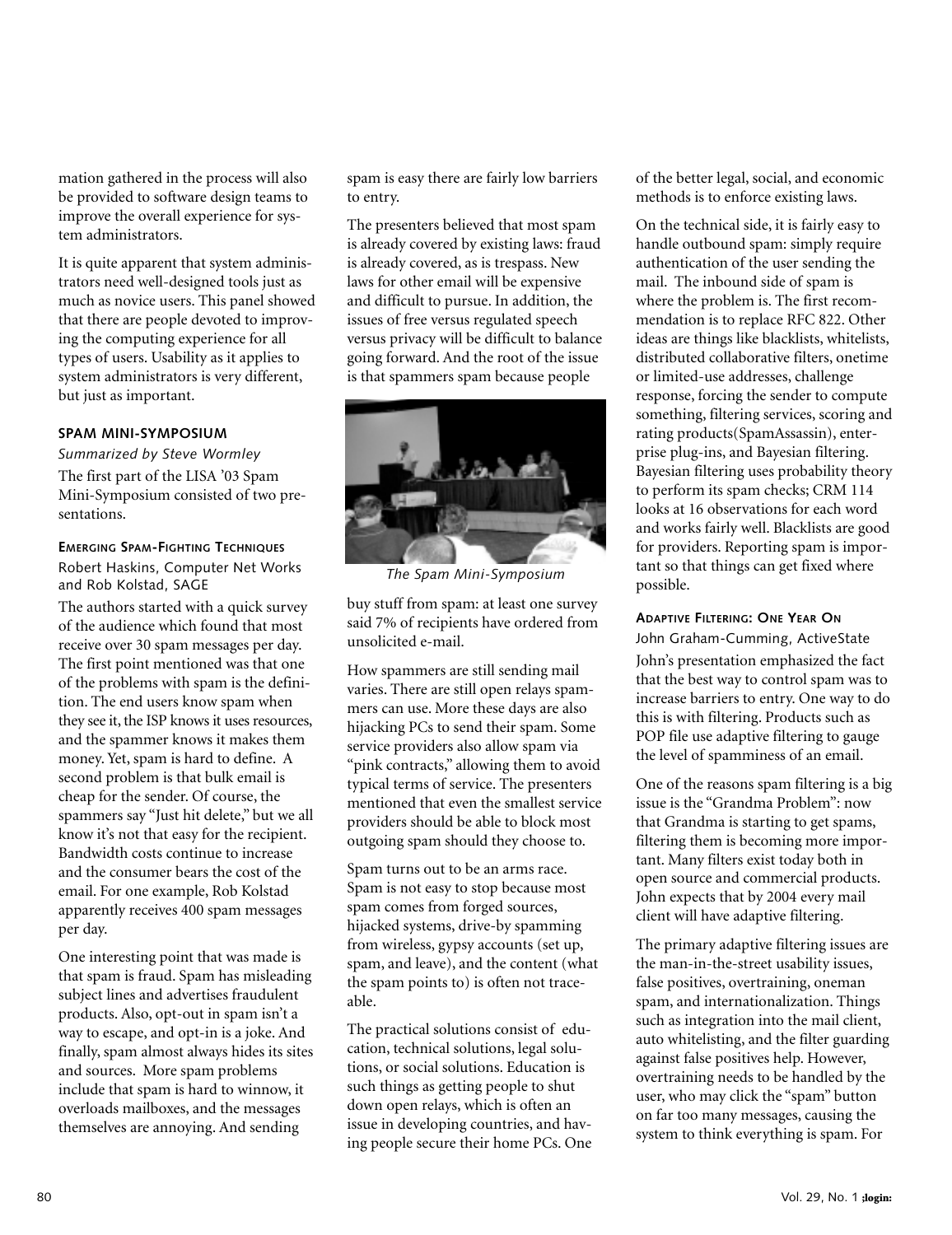mation gathered in the process will also be provided to software design teams to improve the overall experience for system administrators.

It is quite apparent that system administrators need well-designed tools just as much as novice users. This panel showed that there are people devoted to improving the computing experience for all types of users. Usability as it applies to system administrators is very different, but just as important.

### SPAM MINI-SYMPOSIUM

*Summarized by Steve Wormley*

The first part of the LISA '03 Spam Mini-Symposium consisted of two presentations.

#### EMERGING SPAM-FIGHTING TECHNIQUES

Robert Haskins, Computer Net Works and Rob Kolstad, SAGE

The authors started with a quick survey of the audience which found that most receive over 30 spam messages per day. The first point mentioned was that one of the problems with spam is the definition. The end users know spam when they see it, the ISP knows it uses resources, and the spammer knows it makes them money. Yet, spam is hard to define. A second problem is that bulk email is cheap for the sender. Of course, the spammers say "Just hit delete," but we all know it's not that easy for the recipient. Bandwidth costs continue to increase and the consumer bears the cost of the email. For one example, Rob Kolstad apparently receives 400 spam messages per day.

One interesting point that was made is that spam is fraud. Spam has misleading subject lines and advertises fraudulent products. Also, opt-out in spam isn't a way to escape, and opt-in is a joke. And finally, spam almost always hides its sites and sources. More spam problems include that spam is hard to winnow, it overloads mailboxes, and the messages themselves are annoying. And sending spam is easy there are fairly low barriers to entry.

The presenters believed that most spam is already covered by existing laws: fraud is already covered, as is trespass. New laws for other email will be expensive and difficult to pursue. In addition, the issues of free versus regulated speech versus privacy will be difficult to balance going forward. And the root of the issue is that spammers spam because people buy stuff from spam: at least one survey said 7% of recipients have ordered from unsolicited e-mail.

*The Spam Mini-Symposium*

How spammers are still sending mail varies. There are still open relays spammers can use. More these days are also hijacking PCs to send their spam. Some service providers also allow spam via "pink contracts," allowing them to avoid typical terms of service. The presenters mentioned that even the smallest service providers should be able to block most outgoing spam should they choose to.

Spam turns out to be an arms race. Spam is not easy to stop because most spam comes from forged sources, hijacked systems, drive-by spamming from wireless, gypsy accounts (set up, spam, and leave), and the content (what the spam points to) is often not traceable.

The practical solutions consist of education, technical solutions, legal solutions, or social solutions. Education is such things as getting people to shut down open relays, which is often an issue in developing countries, and having people secure their home PCs. One of the better legal, social, and economic methods is to enforce existing laws.

On the technical side, it is fairly easy to handle outbound spam: simply require authentication of the user sending the mail. The inbound side of spam is where the problem is. The first recommendation is to replace RFC 822. Other ideas are things like blacklists, whitelists, distributed collaborative filters, onetime or limited-use addresses, challenge response, forcing the sender to compute something, filtering services, scoring and rating products(SpamAssassin), enterprise plug-ins, and Bayesian filtering. Bayesian filtering uses probability theory to perform its spam checks; CRM 114 looks at 16 observations for each word and works fairly well. Blacklists are good for providers. Reporting spam is important so that things can get fixed where possible.

#### ADAPTIVE FILTERING: ONE YEAR ON

John Graham-Cumming, ActiveState

John's presentation emphasized the fact that the best way to control spam was to increase barriers to entry. One way to do this is with filtering. Products such as POP file use adaptive filtering to gauge the level of spamminess of an email.

One of the reasons spam filtering is a big issue is the "Grandma Problem": now that Grandma is starting to get spams, filtering them is becoming more important. Many filters exist today both in open source and commercial products. John expects that by 2004 every mail client will have adaptive filtering.

The primary adaptive filtering issues are the man-in-the-street usability issues, false positives, overtraining, oneman spam, and internationalization. Things such as integration into the mail client, auto whitelisting, and the filter guarding against false positives help. However, overtraining needs to be handled by the user, who may click the "spam" button on far too many messages, causing the system to think everything is spam. For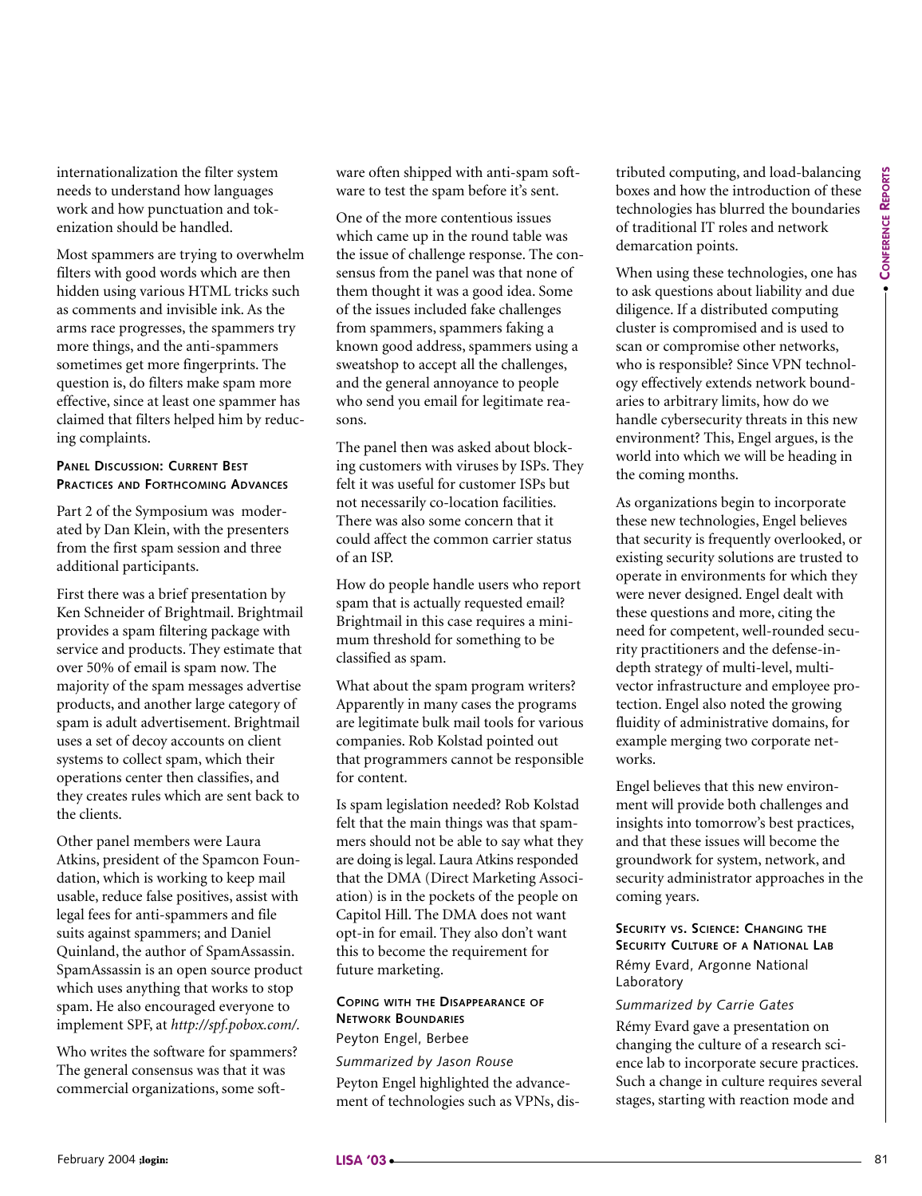internationalization the filter system needs to understand how languages work and how punctuation and tokenization should be handled.

Most spammers are trying to overwhelm filters with good words which are then hidden using various HTML tricks such as comments and invisible ink. As the arms race progresses, the spammers try more things, and the anti-spammers sometimes get more fingerprints. The question is, do filters make spam more effective, since at least one spammer has claimed that filters helped him by reducing complaints.

### Panel Discussion: Current Best Practices and Forthcoming Advances

Part 2 of the Symposium was moderated by Dan Klein, with the presenters from the first spam session and three additional participants.

First there was a brief presentation by Ken Schneider of Brightmail. Brightmail provides a spam filtering package with service and products. They estimate that over 50% of email is spam now. The majority of the spam messages advertise products, and another large category of spam is adult advertisement. Brightmail uses a set of decoy accounts on client systems to collect spam, which their operations center then classifies, and they creates rules which are sent back to the clients.

Other panel members were Laura Atkins, president of the Spamcon Foundation, which is working to keep mail usable, reduce false positives, assist with legal fees for anti-spammers and file suits against spammers; and Daniel Quinland, the author of SpamAssassin. SpamAssassin is an open source product which uses anything that works to stop spam. He also encouraged everyone to implement SPF, at *http://spf.pobox.com/.*

Who writes the software for spammers? The general consensus was that it was commercial organizations, some software often shipped with anti-spam software to test the spam before it's sent.

One of the more contentious issues which came up in the round table was the issue of challenge response. The consensus from the panel was that none of them thought it was a good idea. Some of the issues included fake challenges from spammers, spammers faking a known good address, spammers using a sweatshop to accept all the challenges, and the general annoyance to people who send you email for legitimate reasons.

The panel then was asked about blocking customers with viruses by ISPs. They felt it was useful for customer ISPs but not necessarily co-location facilities. There was also some concern that it could affect the common carrier status of an ISP.

How do people handle users who report spam that is actually requested email? Brightmail in this case requires a minimum threshold for something to be classified as spam.

What about the spam program writers? Apparently in many cases the programs are legitimate bulk mail tools for various companies. Rob Kolstad pointed out that programmers cannot be responsible for content.

Is spam legislation needed? Rob Kolstad felt that the main things was that spammers should not be able to say what they are doing is legal. Laura Atkins responded that the DMA (Direct Marketing Association) is in the pockets of the people on Capitol Hill. The DMA does not want opt-in for email. They also don't want this to become the requirement for future marketing.

### Coping with the Disappearance of Network Boundaries

Peyton Engel, Berbee

*Summarized by Jason Rouse*

Peyton Engel highlighted the advancement of technologies such as VPNs, distributed computing, and load-balancing boxes and how the introduction of these technologies has blurred the boundaries of traditional IT roles and network demarcation points.

When using these technologies, one has to ask questions about liability and due diligence. If a distributed computing cluster is compromised and is used to scan or compromise other networks, who is responsible? Since VPN technology effectively extends network boundaries to arbitrary limits, how do we handle cybersecurity threats in this new environment? This, Engel argues, is the world into which we will be heading in the coming months.

As organizations begin to incorporate these new technologies, Engel believes that security is frequently overlooked, or existing security solutions are trusted to operate in environments for which they were never designed. Engel dealt with these questions and more, citing the need for competent, well-rounded security practitioners and the defense-in-depth strategy of multi-level, multi-vector infrastructure and employee protection. Engel also noted the growing fluidity of administrative domains, for example merging two corporate networks.

Engel believes that this new environment will provide both challenges and insights into tomorrow's best practices, and that these issues will become the groundwork for system, network, and security administrator approaches in the coming years.

### Security vs. Science: Changing the Security Culture of a National Lab

Rémy Evard, Argonne National Laboratory

*Summarized by Carrie Gates*

Rémy Evard gave a presentation on changing the culture of a research science lab to incorporate secure practices. Such a change in culture requires several stages, starting with reaction mode and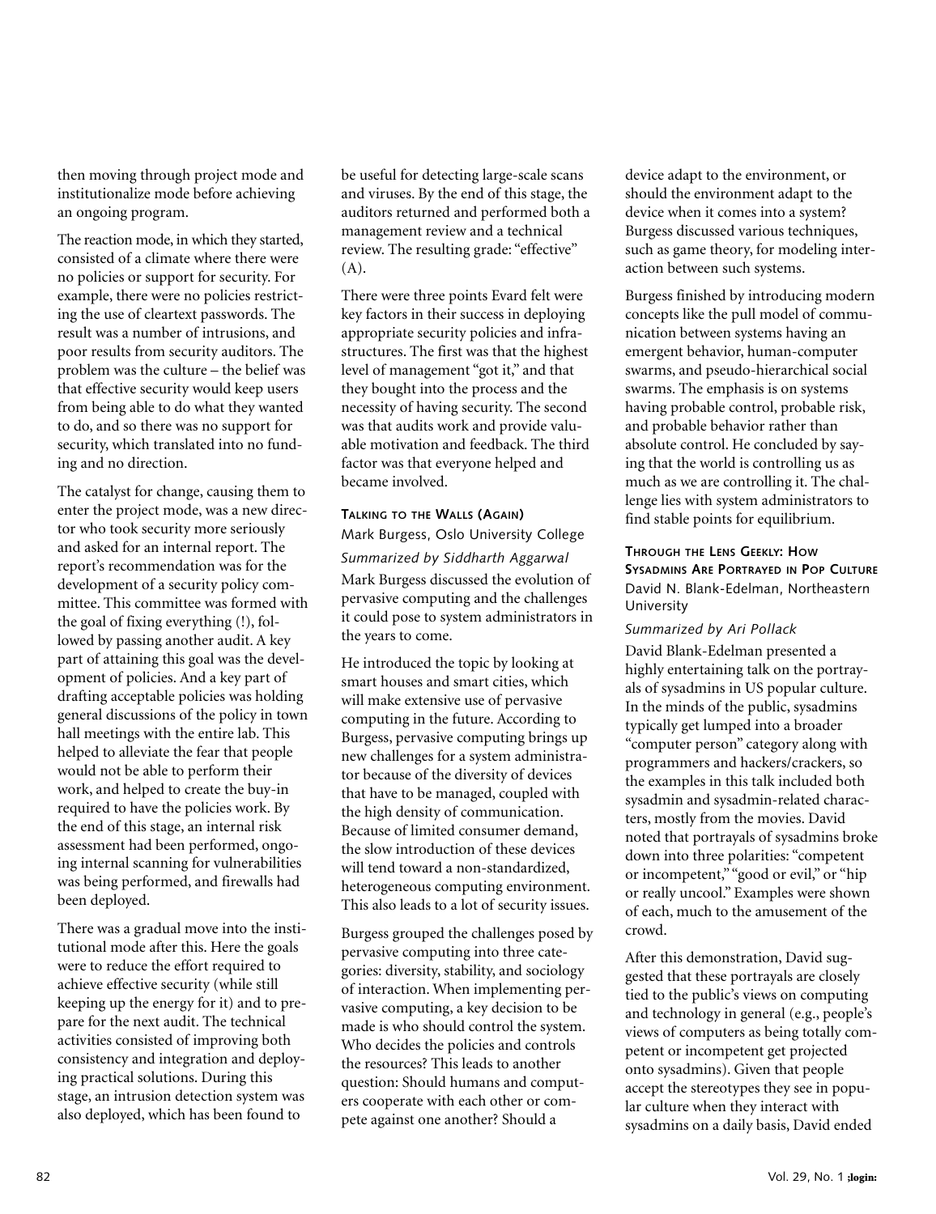then moving through project mode and institutionalize mode before achieving an ongoing program.

The reaction mode, in which they started, consisted of a climate where there were no policies or support for security. For example, there were no policies restricting the use of cleartext passwords. The result was a number of intrusions, and poor results from security auditors. The problem was the culture – the belief was that effective security would keep users from being able to do what they wanted to do, and so there was no support for security, which translated into no funding and no direction.

The catalyst for change, causing them to enter the project mode, was a new director who took security more seriously and asked for an internal report. The report's recommendation was for the development of a security policy committee. This committee was formed with the goal of fixing everything (!), followed by passing another audit. A key part of attaining this goal was the development of policies. And a key part of drafting acceptable policies was holding general discussions of the policy in town hall meetings with the entire lab. This helped to alleviate the fear that people would not be able to perform their work, and helped to create the buy-in required to have the policies work. By the end of this stage, an internal risk assessment had been performed, ongoing internal scanning for vulnerabilities was being performed, and firewalls had been deployed.

There was a gradual move into the institutional mode after this. Here the goals were to reduce the effort required to achieve effective security (while still keeping up the energy for it) and to prepare for the next audit. The technical activities consisted of improving both consistency and integration and deploying practical solutions. During this stage, an intrusion detection system was also deployed, which has been found to be useful for detecting large-scale scans and viruses. By the end of this stage, the auditors returned and performed both a management review and a technical review. The resulting grade: "effective" (A).

There were three points Evard felt were key factors in their success in deploying appropriate security policies and infrastructures. The first was that the highest level of management "got it," and that they bought into the process and the necessity of having security. The second was that audits work and provide valuable motivation and feedback. The third factor was that everyone helped and became involved.

### Talking to the Walls (Again)

Mark Burgess, Oslo University College

*Summarized by Siddharth Aggarwal*

Mark Burgess discussed the evolution of pervasive computing and the challenges it could pose to system administrators in the years to come.

He introduced the topic by looking at smart houses and smart cities, which will make extensive use of pervasive computing in the future. According to Burgess, pervasive computing brings up new challenges for a system administrator because of the diversity of devices that have to be managed, coupled with the high density of communication. Because of limited consumer demand, the slow introduction of these devices will tend toward a non-standardized, heterogeneous computing environment. This also leads to a lot of security issues.

Burgess grouped the challenges posed by pervasive computing into three categories: diversity, stability, and sociology of interaction. When implementing pervasive computing, a key decision to be made is who should control the system. Who decides the policies and controls the resources? This leads to another question: Should humans and computers cooperate with each other or compete against one another? Should a device adapt to the environment, or should the environment adapt to the device when it comes into a system? Burgess discussed various techniques, such as game theory, for modeling interaction between such systems.

Burgess finished by introducing modern concepts like the pull model of communication between systems having an emergent behavior, human-computer swarms, and pseudo-hierarchical social swarms. The emphasis is on systems having probable control, probable risk, and probable behavior rather than absolute control. He concluded by saying that the world is controlling us as much as we are controlling it. The challenge lies with system administrators to find stable points for equilibrium.

### Through the Lens Geekly: How Sysadmins Are Portrayed in Pop Culture

David N. Blank-Edelman, Northeastern University

*Summarized by Ari Pollack*

David Blank-Edelman presented a highly entertaining talk on the portrayals of sysadmins in US popular culture. In the minds of the public, sysadmins typically get lumped into a broader "computer person" category along with programmers and hackers/crackers, so the examples in this talk included both sysadmin and sysadmin-related characters, mostly from the movies. David noted that portrayals of sysadmins broke down into three polarities: "competent or incompetent," "good or evil," or "hip or really uncool." Examples were shown of each, much to the amusement of the crowd.

After this demonstration, David suggested that these portrayals are closely tied to the public's views on computing and technology in general (e.g., people's views of computers as being totally competent or incompetent get projected onto sysadmins). Given that people accept the stereotypes they see in popular culture when they interact with sysadmins on a daily basis, David ended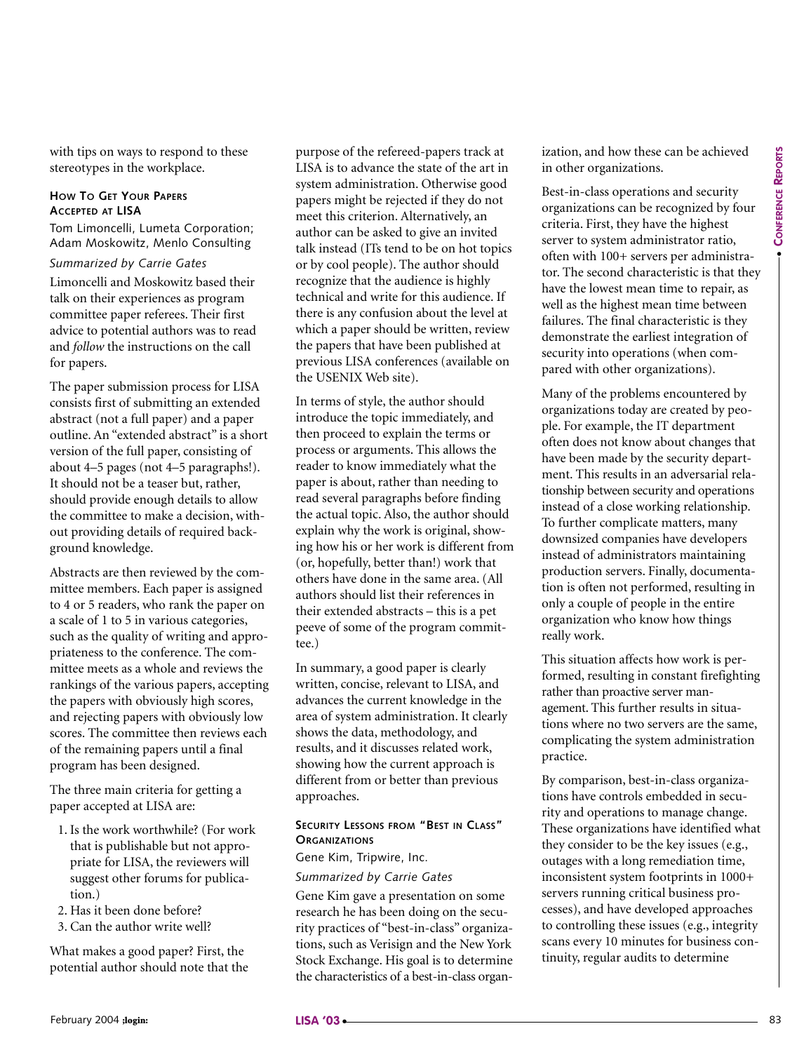with tips on ways to respond to these stereotypes in the workplace.

### How To Get Your Papers Accepted at LISA

Tom Limoncelli, Lumeta Corporation; Adam Moskowitz, Menlo Consulting

*Summarized by Carrie Gates*

Limoncelli and Moskowitz based their talk on their experiences as program committee paper referees. Their first advice to potential authors was to read and *follow* the instructions on the call for papers.

The paper submission process for LISA consists first of submitting an extended abstract (not a full paper) and a paper outline. An "extended abstract" is a short version of the full paper, consisting of about 4–5 pages (not 4–5 paragraphs!). It should not be a teaser but, rather, should provide enough details to allow the committee to make a decision, without providing details of required background knowledge.

Abstracts are then reviewed by the committee members. Each paper is assigned to 4 or 5 readers, who rank the paper on a scale of 1 to 5 in various categories, such as the quality of writing and appropriateness to the conference. The committee meets as a whole and reviews the rankings of the various papers, accepting the papers with obviously high scores, and rejecting papers with obviously low scores. The committee then reviews each of the remaining papers until a final program has been designed.

The three main criteria for getting a paper accepted at LISA are:

1. Is the work worthwhile? (For work that is publishable but not appropriate for LISA, the reviewers will suggest other forums for publication.)
2. Has it been done before?
3. Can the author write well?

What makes a good paper? First, the potential author should note that the purpose of the refereed-papers track at LISA is to advance the state of the art in system administration. Otherwise good papers might be rejected if they do not meet this criterion. Alternatively, an author can be asked to give an invited talk instead (ITs tend to be on hot topics or by cool people). The author should recognize that the audience is highly technical and write for this audience. If there is any confusion about the level at which a paper should be written, review the papers that have been published at previous LISA conferences (available on the USENIX Web site).

In terms of style, the author should introduce the topic immediately, and then proceed to explain the terms or process or arguments. This allows the reader to know immediately what the paper is about, rather than needing to read several paragraphs before finding the actual topic. Also, the author should explain why the work is original, showing how his or her work is different from (or, hopefully, better than!) work that others have done in the same area. (All authors should list their references in their extended abstracts – this is a pet peeve of some of the program committee.)

In summary, a good paper is clearly written, concise, relevant to LISA, and advances the current knowledge in the area of system administration. It clearly shows the data, methodology, and results, and it discusses related work, showing how the current approach is different from or better than previous approaches.

### Security Lessons from "Best in Class" Organizations

Gene Kim, Tripwire, Inc.

*Summarized by Carrie Gates*

Gene Kim gave a presentation on some research he has been doing on the security practices of "best-in-class" organizations, such as Verisign and the New York Stock Exchange. His goal is to determine the characteristics of a best-in-class organization, and how these can be achieved in other organizations.

Best-in-class operations and security organizations can be recognized by four criteria. First, they have the highest server to system administrator ratio, often with 100+ servers per administrator. The second characteristic is that they have the lowest mean time to repair, as well as the highest mean time between failures. The final characteristic is they demonstrate the earliest integration of security into operations (when compared with other organizations).

Many of the problems encountered by organizations today are created by people. For example, the IT department often does not know about changes that have been made by the security department. This results in an adversarial relationship between security and operations instead of a close working relationship. To further complicate matters, many downsized companies have developers instead of administrators maintaining production servers. Finally, documentation is often not performed, resulting in only a couple of people in the entire organization who know how things really work.

This situation affects how work is performed, resulting in constant firefighting rather than proactive server management. This further results in situations where no two servers are the same, complicating the system administration practice.

By comparison, best-in-class organizations have controls embedded in security and operations to manage change. These organizations have identified what they consider to be the key issues (e.g., outages with a long remediation time, inconsistent system footprints in 1000+ servers running critical business processes), and have developed approaches to controlling these issues (e.g., integrity scans every 10 minutes for business continuity, regular audits to determine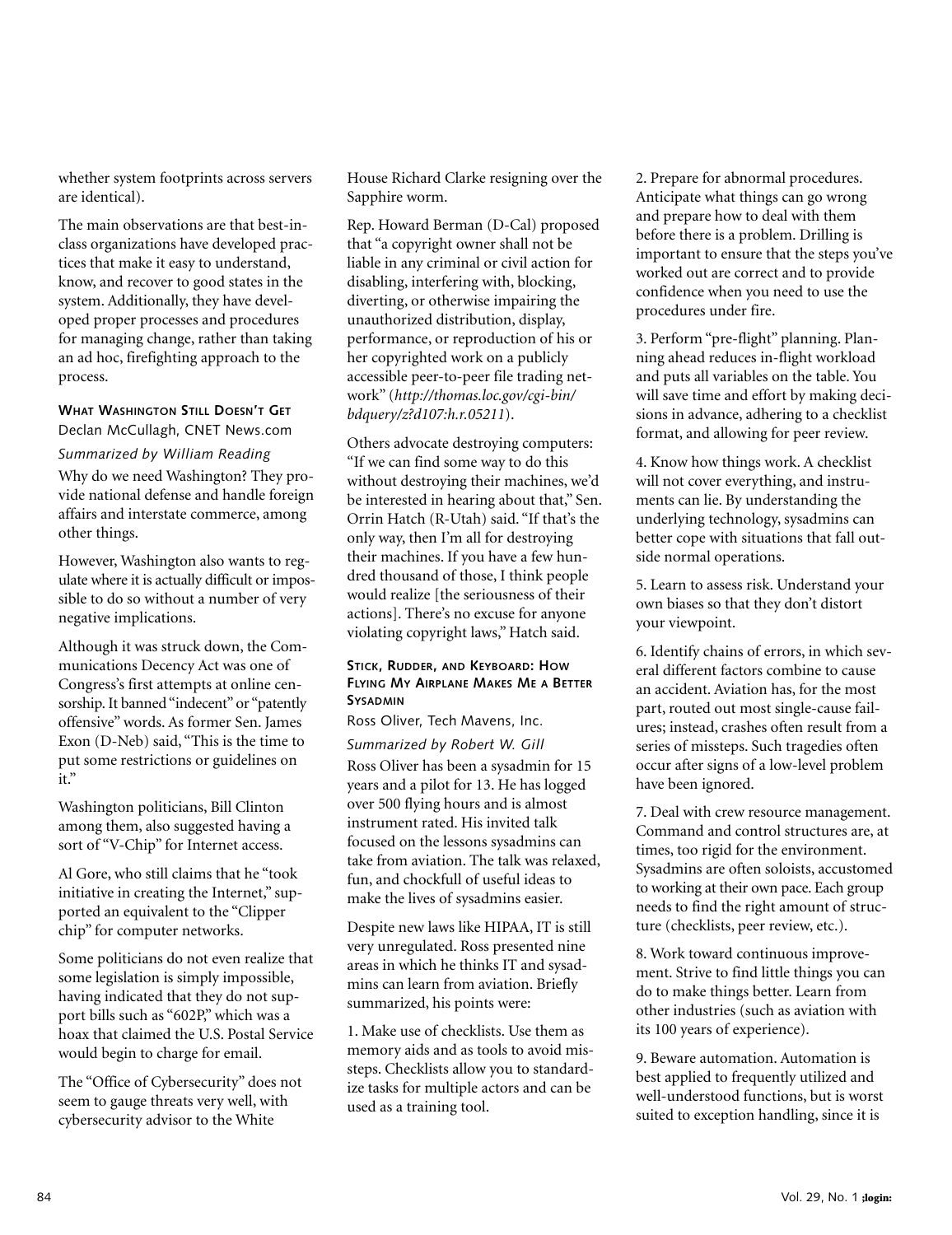whether system footprints across servers are identical).

The main observations are that best-in-class organizations have developed practices that make it easy to understand, know, and recover to good states in the system. Additionally, they have developed proper processes and procedures for managing change, rather than taking an ad hoc, firefighting approach to the process.

### WHAT WASHINGTON STILL DOESN'T GET

Declan McCullagh, CNET News.com

*Summarized by William Reading*

Why do we need Washington? They provide national defense and handle foreign affairs and interstate commerce, among other things.

However, Washington also wants to regulate where it is actually difficult or impossible to do so without a number of very negative implications.

Although it was struck down, the Communications Decency Act was one of Congress's first attempts at online censorship. It banned "indecent" or "patently offensive" words. As former Sen. James Exon (D-Neb) said, "This is the time to put some restrictions or guidelines on it."

Washington politicians, Bill Clinton among them, also suggested having a sort of "V-Chip" for Internet access.

Al Gore, who still claims that he "took initiative in creating the Internet," supported an equivalent to the "Clipper chip" for computer networks.

Some politicians do not even realize that some legislation is simply impossible, having indicated that they do not support bills such as "602P," which was a hoax that claimed the U.S. Postal Service would begin to charge for email.

The "Office of Cybersecurity" does not seem to gauge threats very well, with cybersecurity advisor to the White House Richard Clarke resigning over the Sapphire worm.

Rep. Howard Berman (D-Cal) proposed that "a copyright owner shall not be liable in any criminal or civil action for disabling, interfering with, blocking, diverting, or otherwise impairing the unauthorized distribution, display, performance, or reproduction of his or her copyrighted work on a publicly accessible peer-to-peer file trading network" (*http://thomas.loc.gov/cgi-bin/bdquery/z?d107:h.r.05211*).

Others advocate destroying computers: "If we can find some way to do this without destroying their machines, we'd be interested in hearing about that," Sen. Orrin Hatch (R-Utah) said. "If that's the only way, then I'm all for destroying their machines. If you have a few hundred thousand of those, I think people would realize [the seriousness of their actions]. There's no excuse for anyone violating copyright laws," Hatch said.

### STICK, RUDDER, AND KEYBOARD: HOW FLYING MY AIRPLANE MAKES ME A BETTER SYSADMIN

Ross Oliver, Tech Mavens, Inc.

*Summarized by Robert W. Gill*

Ross Oliver has been a sysadmin for 15 years and a pilot for 13. He has logged over 500 flying hours and is almost instrument rated. His invited talk focused on the lessons sysadmins can take from aviation. The talk was relaxed, fun, and chockfull of useful ideas to make the lives of sysadmins easier.

Despite new laws like HIPAA, IT is still very unregulated. Ross presented nine areas in which he thinks IT and sysadmins can learn from aviation. Briefly summarized, his points were:

1. Make use of checklists. Use them as memory aids and as tools to avoid missteps. Checklists allow you to standardize tasks for multiple actors and can be used as a training tool.

2. Prepare for abnormal procedures. Anticipate what things can go wrong and prepare how to deal with them before there is a problem. Drilling is important to ensure that the steps you've worked out are correct and to provide confidence when you need to use the procedures under fire.

3. Perform "pre-flight" planning. Planning ahead reduces in-flight workload and puts all variables on the table. You will save time and effort by making decisions in advance, adhering to a checklist format, and allowing for peer review.

4. Know how things work. A checklist will not cover everything, and instruments can lie. By understanding the underlying technology, sysadmins can better cope with situations that fall outside normal operations.

5. Learn to assess risk. Understand your own biases so that they don't distort your viewpoint.

6. Identify chains of errors, in which several different factors combine to cause an accident. Aviation has, for the most part, routed out most single-cause failures; instead, crashes often result from a series of missteps. Such tragedies often occur after signs of a low-level problem have been ignored.

7. Deal with crew resource management. Command and control structures are, at times, too rigid for the environment. Sysadmins are often soloists, accustomed to working at their own pace. Each group needs to find the right amount of structure (checklists, peer review, etc.).

8. Work toward continuous improvement. Strive to find little things you can do to make things better. Learn from other industries (such as aviation with its 100 years of experience).

9. Beware automation. Automation is best applied to frequently utilized and well-understood functions, but is worst suited to exception handling, since it is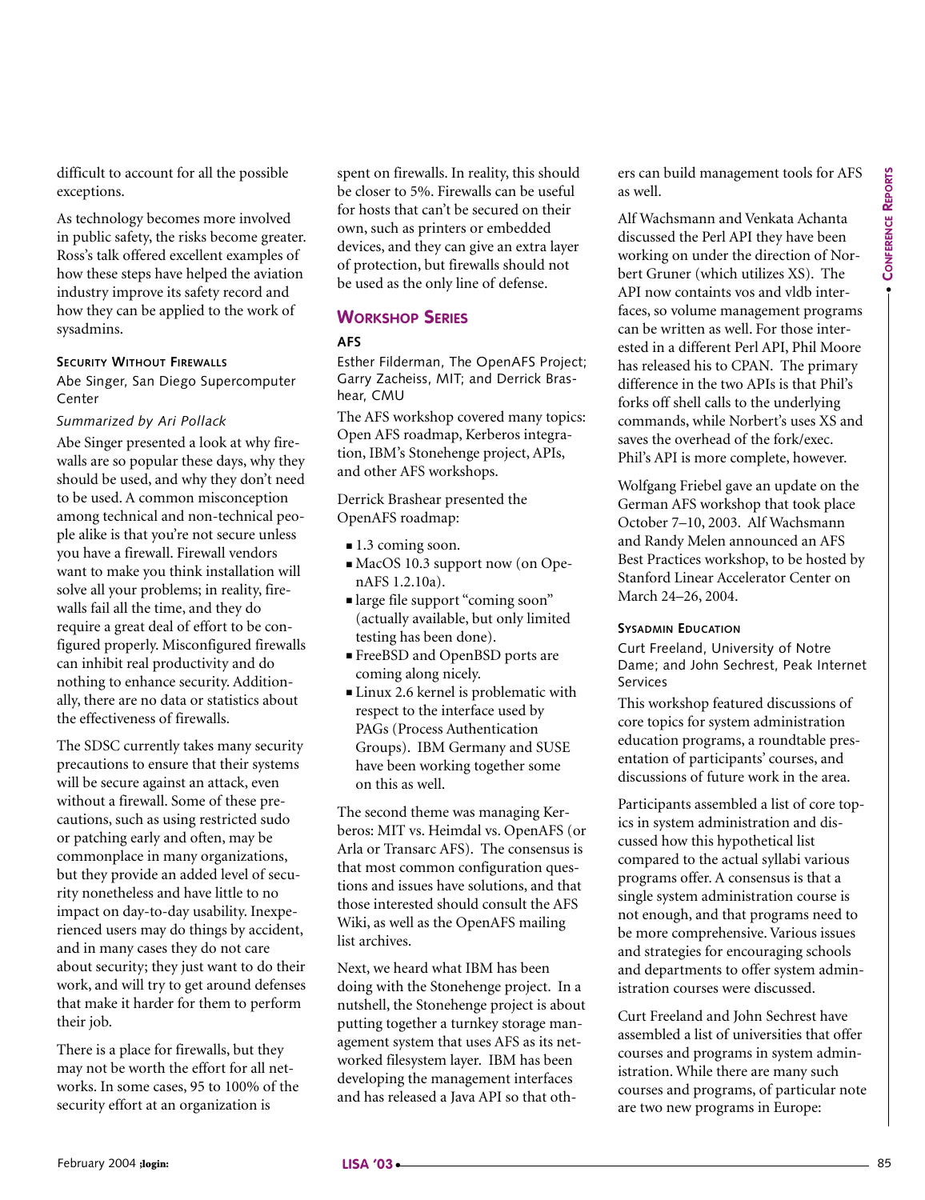difficult to account for all the possible exceptions.

As technology becomes more involved in public safety, the risks become greater. Ross's talk offered excellent examples of how these steps have helped the aviation industry improve its safety record and how they can be applied to the work of sysadmins.

#### Security Without Firewalls

Abe Singer, San Diego Supercomputer Center

*Summarized by Ari Pollack*

Abe Singer presented a look at why firewalls are so popular these days, why they should be used, and why they don't need to be used. A common misconception among technical and non-technical people alike is that you're not secure unless you have a firewall. Firewall vendors want to make you think installation will solve all your problems; in reality, firewalls fail all the time, and they do require a great deal of effort to be configured properly. Misconfigured firewalls can inhibit real productivity and do nothing to enhance security. Additionally, there are no data or statistics about the effectiveness of firewalls.

The SDSC currently takes many security precautions to ensure that their systems will be secure against an attack, even without a firewall. Some of these precautions, such as using restricted sudo or patching early and often, may be commonplace in many organizations, but they provide an added level of security nonetheless and have little to no impact on day-to-day usability. Inexperienced users may do things by accident, and in many cases they do not care about security; they just want to do their work, and will try to get around defenses that make it harder for them to perform their job.

There is a place for firewalls, but they may not be worth the effort for all networks. In some cases, 95 to 100% of the security effort at an organization is spent on firewalls. In reality, this should be closer to 5%. Firewalls can be useful for hosts that can't be secured on their own, such as printers or embedded devices, and they can give an extra layer of protection, but firewalls should not be used as the only line of defense.

## Workshop Series

#### AFS

Esther Filderman, The OpenAFS Project; Garry Zacheiss, MIT; and Derrick Brashear, CMU

The AFS workshop covered many topics: Open AFS roadmap, Kerberos integration, IBM's Stonehenge project, APIs, and other AFS workshops.

Derrick Brashear presented the OpenAFS roadmap:

- 1.3 coming soon.
- MacOS 10.3 support now (on OpenAFS 1.2.10a).
- large file support "coming soon" (actually available, but only limited testing has been done).
- FreeBSD and OpenBSD ports are coming along nicely.
- Linux 2.6 kernel is problematic with respect to the interface used by PAGs (Process Authentication Groups). IBM Germany and SUSE have been working together some on this as well.

The second theme was managing Kerberos: MIT vs. Heimdal vs. OpenAFS (or Arla or Transarc AFS). The consensus is that most common configuration questions and issues have solutions, and that those interested should consult the AFS Wiki, as well as the OpenAFS mailing list archives.

Next, we heard what IBM has been doing with the Stonehenge project. In a nutshell, the Stonehenge project is about putting together a turnkey storage management system that uses AFS as its networked filesystem layer. IBM has been developing the management interfaces and has released a Java API so that others can build management tools for AFS as well.

Alf Wachsmann and Venkata Achanta discussed the Perl API they have been working on under the direction of Norbert Gruner (which utilizes XS). The API now containts vos and vldb interfaces, so volume management programs can be written as well. For those interested in a different Perl API, Phil Moore has released his to CPAN. The primary difference in the two APIs is that Phil's forks off shell calls to the underlying commands, while Norbert's uses XS and saves the overhead of the fork/exec. Phil's API is more complete, however.

Wolfgang Friebel gave an update on the German AFS workshop that took place October 7–10, 2003. Alf Wachsmann and Randy Melen announced an AFS Best Practices workshop, to be hosted by Stanford Linear Accelerator Center on March 24–26, 2004.

#### Sysadmin Education

Curt Freeland, University of Notre Dame; and John Sechrest, Peak Internet Services

This workshop featured discussions of core topics for system administration education programs, a roundtable presentation of participants' courses, and discussions of future work in the area.

Participants assembled a list of core topics in system administration and discussed how this hypothetical list compared to the actual syllabi various programs offer. A consensus is that a single system administration course is not enough, and that programs need to be more comprehensive. Various issues and strategies for encouraging schools and departments to offer system administration courses were discussed.

Curt Freeland and John Sechrest have assembled a list of universities that offer courses and programs in system administration. While there are many such courses and programs, of particular note are two new programs in Europe: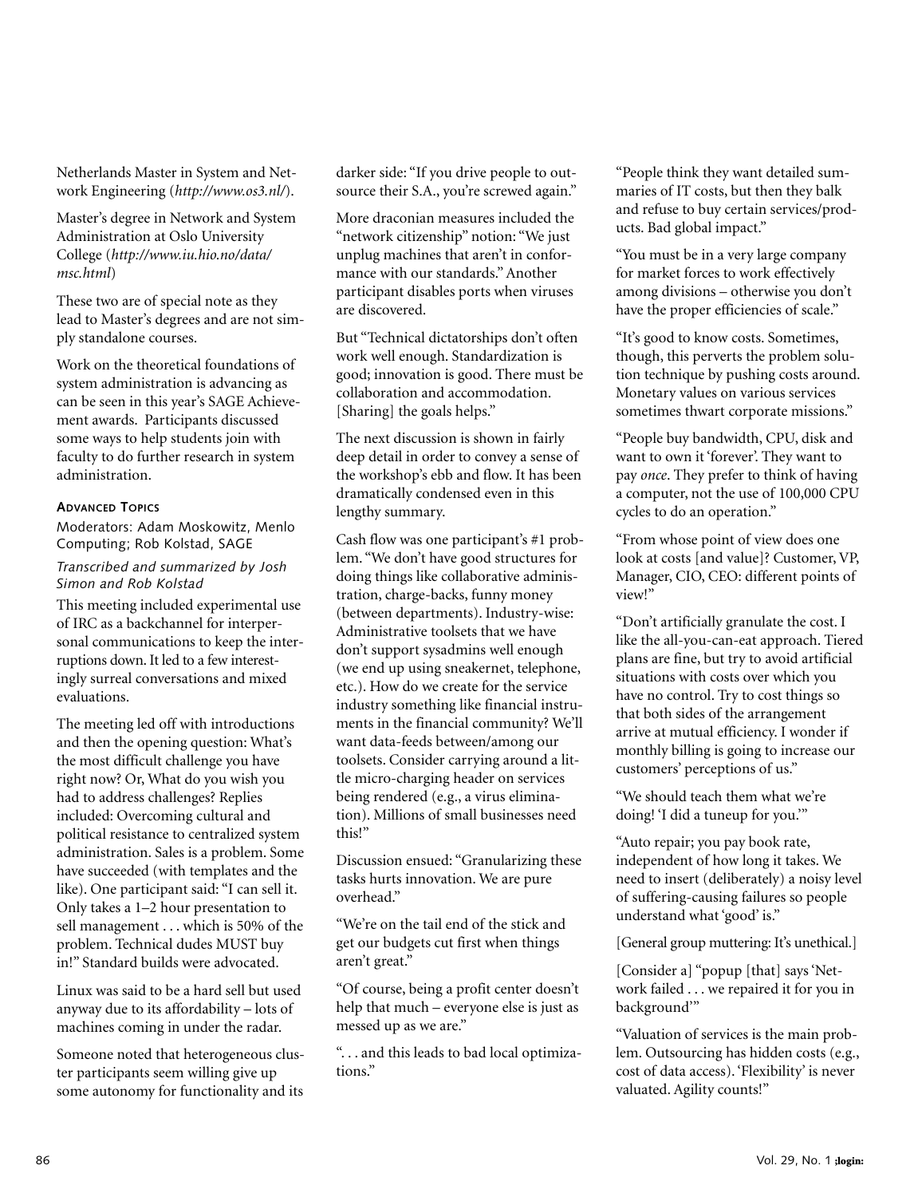Netherlands Master in System and Network Engineering (*http://www.os3.nl/*).

Master's degree in Network and System Administration at Oslo University College (*http://www.iu.hio.no/data/msc.html*)

These two are of special note as they lead to Master's degrees and are not simply standalone courses.

Work on the theoretical foundations of system administration is advancing as can be seen in this year's SAGE Achievement awards. Participants discussed some ways to help students join with faculty to do further research in system administration.

### ADVANCED TOPICS

Moderators: Adam Moskowitz, Menlo Computing; Rob Kolstad, SAGE

*Transcribed and summarized by Josh Simon and Rob Kolstad*

This meeting included experimental use of IRC as a backchannel for interpersonal communications to keep the interruptions down. It led to a few interestingly surreal conversations and mixed evaluations.

The meeting led off with introductions and then the opening question: What's the most difficult challenge you have right now? Or, What do you wish you had to address challenges? Replies included: Overcoming cultural and political resistance to centralized system administration. Sales is a problem. Some have succeeded (with templates and the like). One participant said: "I can sell it. Only takes a 1–2 hour presentation to sell management . . . which is 50% of the problem. Technical dudes MUST buy in!" Standard builds were advocated.

Linux was said to be a hard sell but used anyway due to its affordability – lots of machines coming in under the radar.

Someone noted that heterogeneous cluster participants seem willing give up some autonomy for functionality and its darker side: "If you drive people to outsource their S.A., you're screwed again."

More draconian measures included the "network citizenship" notion: "We just unplug machines that aren't in conformance with our standards." Another participant disables ports when viruses are discovered.

But "Technical dictatorships don't often work well enough. Standardization is good; innovation is good. There must be collaboration and accommodation. [Sharing] the goals helps."

The next discussion is shown in fairly deep detail in order to convey a sense of the workshop's ebb and flow. It has been dramatically condensed even in this lengthy summary.

Cash flow was one participant's #1 problem. "We don't have good structures for doing things like collaborative administration, charge-backs, funny money (between departments). Industry-wise: Administrative toolsets that we have don't support sysadmins well enough (we end up using sneakernet, telephone, etc.). How do we create for the service industry something like financial instruments in the financial community? We'll want data-feeds between/among our toolsets. Consider carrying around a little micro-charging header on services being rendered (e.g., a virus elimination). Millions of small businesses need this!"

Discussion ensued: "Granularizing these tasks hurts innovation. We are pure overhead."

"We're on the tail end of the stick and get our budgets cut first when things aren't great."

"Of course, being a profit center doesn't help that much – everyone else is just as messed up as we are."

". . . and this leads to bad local optimizations."

"People think they want detailed summaries of IT costs, but then they balk and refuse to buy certain services/products. Bad global impact."

"You must be in a very large company for market forces to work effectively among divisions – otherwise you don't have the proper efficiencies of scale."

"It's good to know costs. Sometimes, though, this perverts the problem solution technique by pushing costs around. Monetary values on various services sometimes thwart corporate missions."

"People buy bandwidth, CPU, disk and want to own it 'forever'. They want to pay *once*. They prefer to think of having a computer, not the use of 100,000 CPU cycles to do an operation."

"From whose point of view does one look at costs [and value]? Customer, VP, Manager, CIO, CEO: different points of view!"

"Don't artificially granulate the cost. I like the all-you-can-eat approach. Tiered plans are fine, but try to avoid artificial situations with costs over which you have no control. Try to cost things so that both sides of the arrangement arrive at mutual efficiency. I wonder if monthly billing is going to increase our customers' perceptions of us."

"We should teach them what we're doing! 'I did a tuneup for you.'"

"Auto repair; you pay book rate, independent of how long it takes. We need to insert (deliberately) a noisy level of suffering-causing failures so people understand what 'good' is."

[General group muttering: It's unethical.]

[Consider a] "popup [that] says 'Network failed . . . we repaired it for you in background'"

"Valuation of services is the main problem. Outsourcing has hidden costs (e.g., cost of data access). 'Flexibility' is never valuated. Agility counts!"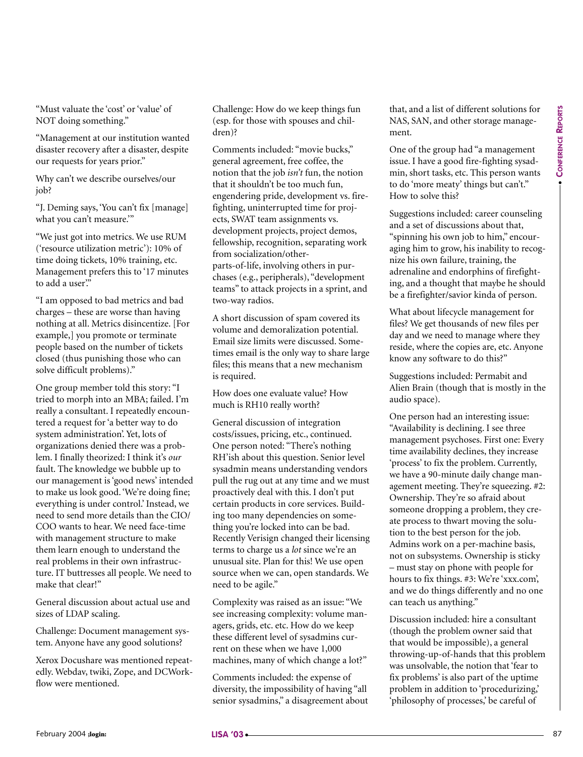"Must valuate the 'cost' or 'value' of NOT doing something."

"Management at our institution wanted disaster recovery after a disaster, despite our requests for years prior."

Why can't we describe ourselves/our job?

"J. Deming says, 'You can't fix [manage] what you can't measure.'"

"We just got into metrics. We use RUM ('resource utilization metric'): 10% of time doing tickets, 10% training, etc. Management prefers this to '17 minutes to add a user.'"

"I am opposed to bad metrics and bad charges – these are worse than having nothing at all. Metrics disincentize. [For example,] you promote or terminate people based on the number of tickets closed (thus punishing those who can solve difficult problems)."

One group member told this story: "I tried to morph into an MBA; failed. I'm really a consultant. I repeatedly encountered a request for 'a better way to do system administration'. Yet, lots of organizations denied there was a problem. I finally theorized: I think it's *our* fault. The knowledge we bubble up to our management is 'good news' intended to make us look good. 'We're doing fine; everything is under control.' Instead, we need to send more details than the CIO/COO wants to hear. We need face-time with management structure to make them learn enough to understand the real problems in their own infrastructure. IT buttresses all people. We need to make that clear!"

General discussion about actual use and sizes of LDAP scaling.

Challenge: Document management system. Anyone have any good solutions?

Xerox Docushare was mentioned repeatedly. Webdav, twiki, Zope, and DCWorkflow were mentioned.

Challenge: How do we keep things fun (esp. for those with spouses and children)?

Comments included: "movie bucks," general agreement, free coffee, the notion that the job *isn't* fun, the notion that it shouldn't be too much fun, engendering pride, development vs. firefighting, uninterrupted time for projects, SWAT team assignments vs. development projects, project demos, fellowship, recognition, separating work from socialization/other-parts-of-life, involving others in purchases (e.g., peripherals), "development teams" to attack projects in a sprint, and two-way radios.

A short discussion of spam covered its volume and demoralization potential. Email size limits were discussed. Sometimes email is the only way to share large files; this means that a new mechanism is required.

How does one evaluate value? How much is RH10 really worth?

General discussion of integration costs/issues, pricing, etc., continued. One person noted: "There's nothing RH'ish about this question. Senior level sysadmin means understanding vendors pull the rug out at any time and we must proactively deal with this. I don't put certain products in core services. Building too many dependencies on something you're locked into can be bad. Recently Verisign changed their licensing terms to charge us a *lot* since we're an unusual site. Plan for this! We use open source when we can, open standards. We need to be agile."

Complexity was raised as an issue: "We see increasing complexity: volume managers, grids, etc. etc. How do we keep these different level of sysadmins current on these when we have 1,000 machines, many of which change a lot?"

Comments included: the expense of diversity, the impossibility of having "all senior sysadmins," a disagreement about that, and a list of different solutions for NAS, SAN, and other storage management.

One of the group had "a management issue. I have a good fire-fighting sysadmin, short tasks, etc. This person wants to do 'more meaty' things but can't." How to solve this?

Suggestions included: career counseling and a set of discussions about that, "spinning his own job to him," encouraging him to grow, his inability to recognize his own failure, training, the adrenaline and endorphins of firefighting, and a thought that maybe he should be a firefighter/savior kinda of person.

What about lifecycle management for files? We get thousands of new files per day and we need to manage where they reside, where the copies are, etc. Anyone know any software to do this?"

Suggestions included: Permabit and Alien Brain (though that is mostly in the audio space).

One person had an interesting issue: "Availability is declining. I see three management psychoses. First one: Every time availability declines, they increase 'process' to fix the problem. Currently, we have a 90-minute daily change management meeting. They're squeezing. #2: Ownership. They're so afraid about someone dropping a problem, they create process to thwart moving the solution to the best person for the job. Admins work on a per-machine basis, not on subsystems. Ownership is sticky – must stay on phone with people for hours to fix things. #3: We're 'xxx.com', and we do things differently and no one can teach us anything."

Discussion included: hire a consultant (though the problem owner said that that would be impossible), a general throwing-up-of-hands that this problem was unsolvable, the notion that 'fear to fix problems' is also part of the uptime problem in addition to 'procedurizing,' 'philosophy of processes,' be careful of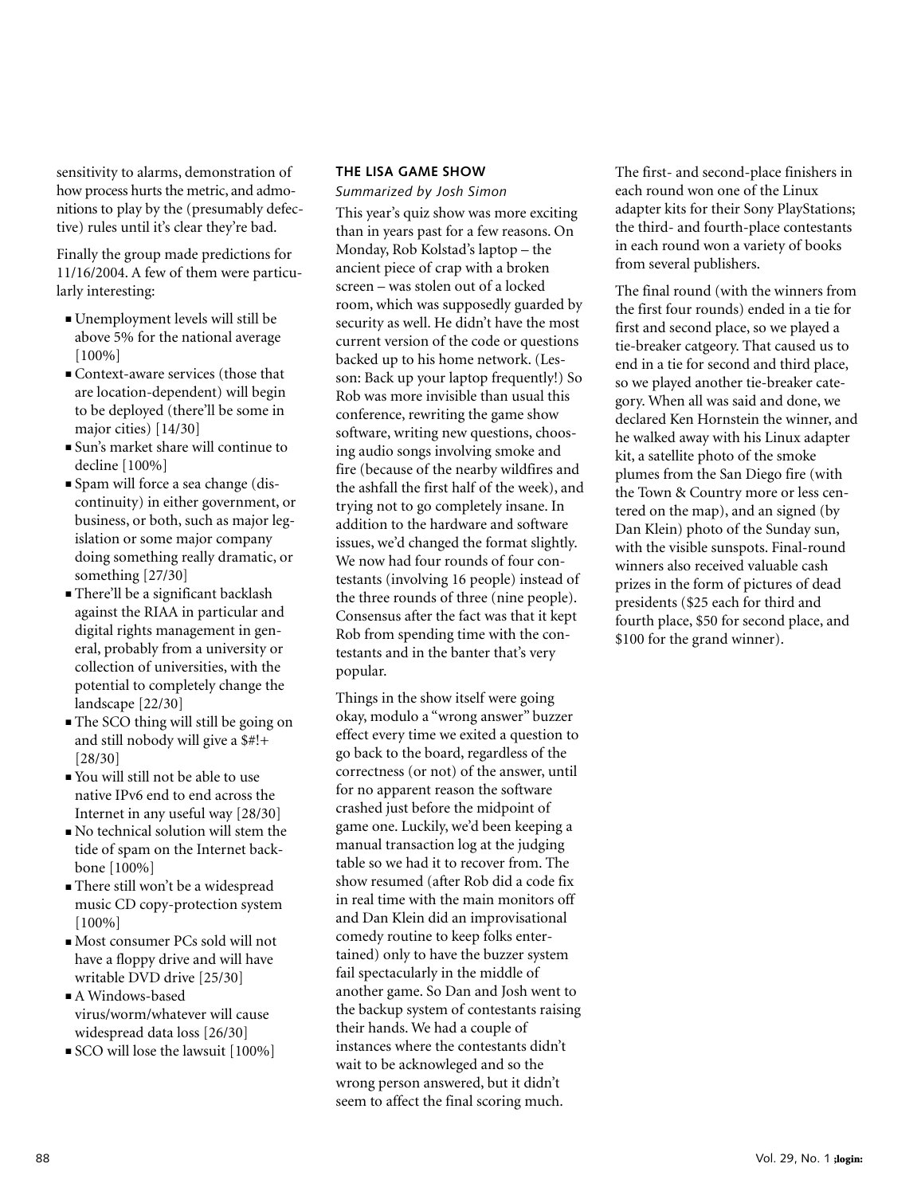sensitivity to alarms, demonstration of how process hurts the metric, and admonitions to play by the (presumably defective) rules until it's clear they're bad.

Finally the group made predictions for 11/16/2004. A few of them were particularly interesting:

- Unemployment levels will still be above 5% for the national average [100%]
- Context-aware services (those that are location-dependent) will begin to be deployed (there'll be some in major cities) [14/30]
- Sun's market share will continue to decline [100%]
- Spam will force a sea change (discontinuity) in either government, or business, or both, such as major legislation or some major company doing something really dramatic, or something [27/30]
- There'll be a significant backlash against the RIAA in particular and digital rights management in general, probably from a university or collection of universities, with the potential to completely change the landscape [22/30]
- The SCO thing will still be going on and still nobody will give a $#!+ [28/30]
- You will still not be able to use native IPv6 end to end across the Internet in any useful way [28/30]
- No technical solution will stem the tide of spam on the Internet backbone [100%]
- There still won't be a widespread music CD copy-protection system [100%]
- Most consumer PCs sold will not have a floppy drive and will have writable DVD drive [25/30]
- A Windows-based virus/worm/whatever will cause widespread data loss [26/30]
- SCO will lose the lawsuit [100%]

### THE LISA GAME SHOW

*Summarized by Josh Simon*

This year's quiz show was more exciting than in years past for a few reasons. On Monday, Rob Kolstad's laptop – the ancient piece of crap with a broken screen – was stolen out of a locked room, which was supposedly guarded by security as well. He didn't have the most current version of the code or questions backed up to his home network. (Lesson: Back up your laptop frequently!) So Rob was more invisible than usual this conference, rewriting the game show software, writing new questions, choosing audio songs involving smoke and fire (because of the nearby wildfires and the ashfall the first half of the week), and trying not to go completely insane. In addition to the hardware and software issues, we'd changed the format slightly. We now had four rounds of four contestants (involving 16 people) instead of the three rounds of three (nine people). Consensus after the fact was that it kept Rob from spending time with the contestants and in the banter that's very popular.

Things in the show itself were going okay, modulo a "wrong answer" buzzer effect every time we exited a question to go back to the board, regardless of the correctness (or not) of the answer, until for no apparent reason the software crashed just before the midpoint of game one. Luckily, we'd been keeping a manual transaction log at the judging table so we had it to recover from. The show resumed (after Rob did a code fix in real time with the main monitors off and Dan Klein did an improvisational comedy routine to keep folks entertained) only to have the buzzer system fail spectacularly in the middle of another game. So Dan and Josh went to the backup system of contestants raising their hands. We had a couple of instances where the contestants didn't wait to be acknowleged and so the wrong person answered, but it didn't seem to affect the final scoring much.

The first- and second-place finishers in each round won one of the Linux adapter kits for their Sony PlayStations; the third- and fourth-place contestants in each round won a variety of books from several publishers.

The final round (with the winners from the first four rounds) ended in a tie for first and second place, so we played a tie-breaker catgeory. That caused us to end in a tie for second and third place, so we played another tie-breaker category. When all was said and done, we declared Ken Hornstein the winner, and he walked away with his Linux adapter kit, a satellite photo of the smoke plumes from the San Diego fire (with the Town & Country more or less centered on the map), and an signed (by Dan Klein) photo of the Sunday sun, with the visible sunspots. Final-round winners also received valuable cash prizes in the form of pictures of dead presidents ($25 each for third and fourth place, $50 for second place, and $100 for the grand winner).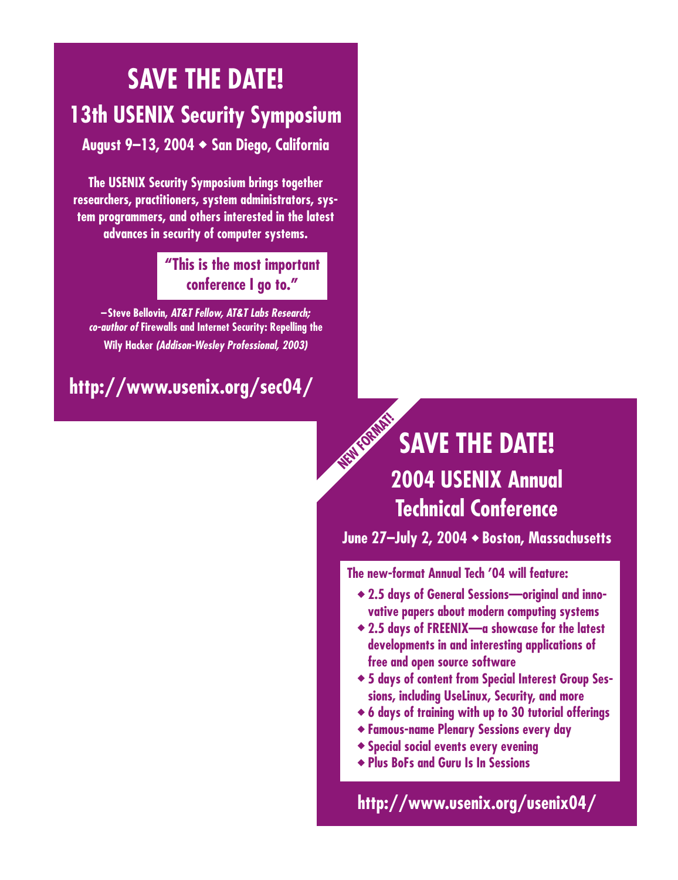# SAVE THE DATE!

## 13th USENIX Security Symposium

**August 9–13, 2004 ◆ San Diego, California**

**The USENIX Security Symposium brings together researchers, practitioners, system administrators, system programmers, and others interested in the latest advances in security of computer systems.**

> **"This is the most important conference I go to."**

**—Steve Bellovin,** ***AT&T Fellow, AT&T Labs Research; co-author of*** **Firewalls and Internet Security: Repelling the Wily Hacker** ***(Addison-Wesley Professional, 2003)***

**http://www.usenix.org/sec04/**

---

**NEW FORMAT!**

# SAVE THE DATE!

## 2004 USENIX Annual Technical Conference

**June 27–July 2, 2004 ◆ Boston, Massachusetts**

**The new-format Annual Tech '04 will feature:**

- **2.5 days of General Sessions—original and innovative papers about modern computing systems**
- **2.5 days of FREENIX—a showcase for the latest developments in and interesting applications of free and open source software**
- **5 days of content from Special Interest Group Sessions, including UseLinux, Security, and more**
- **6 days of training with up to 30 tutorial offerings**
- **Famous-name Plenary Sessions every day**
- **Special social events every evening**
- **Plus BoFs and Guru Is In Sessions**

**http://www.usenix.org/usenix04/**